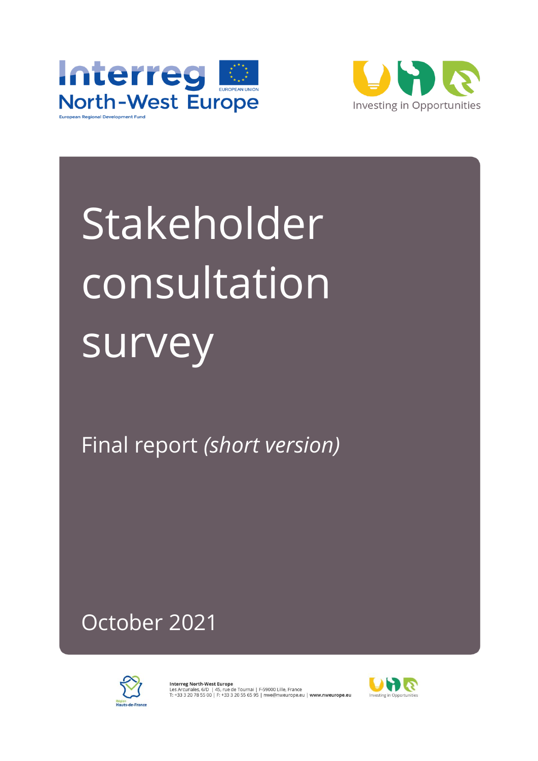Interreg North-West Europe

European Regional Development Fund

EUROPEAN UNION

Investing in Opportunities

# Stakeholder consultation survey

Final report *(short version)*

October 2021

Région Hauts-de-France

**Interreg North-West Europe**
Les Arcuriales, 6/D | 45, rue de Tournai | F-59000 Lille, France
T: +33 3 20 78 55 00 | F: +33 3 20 55 65 95 | nwe@nweurope.eu | **www.nweurope.eu**

Investing in Opportunities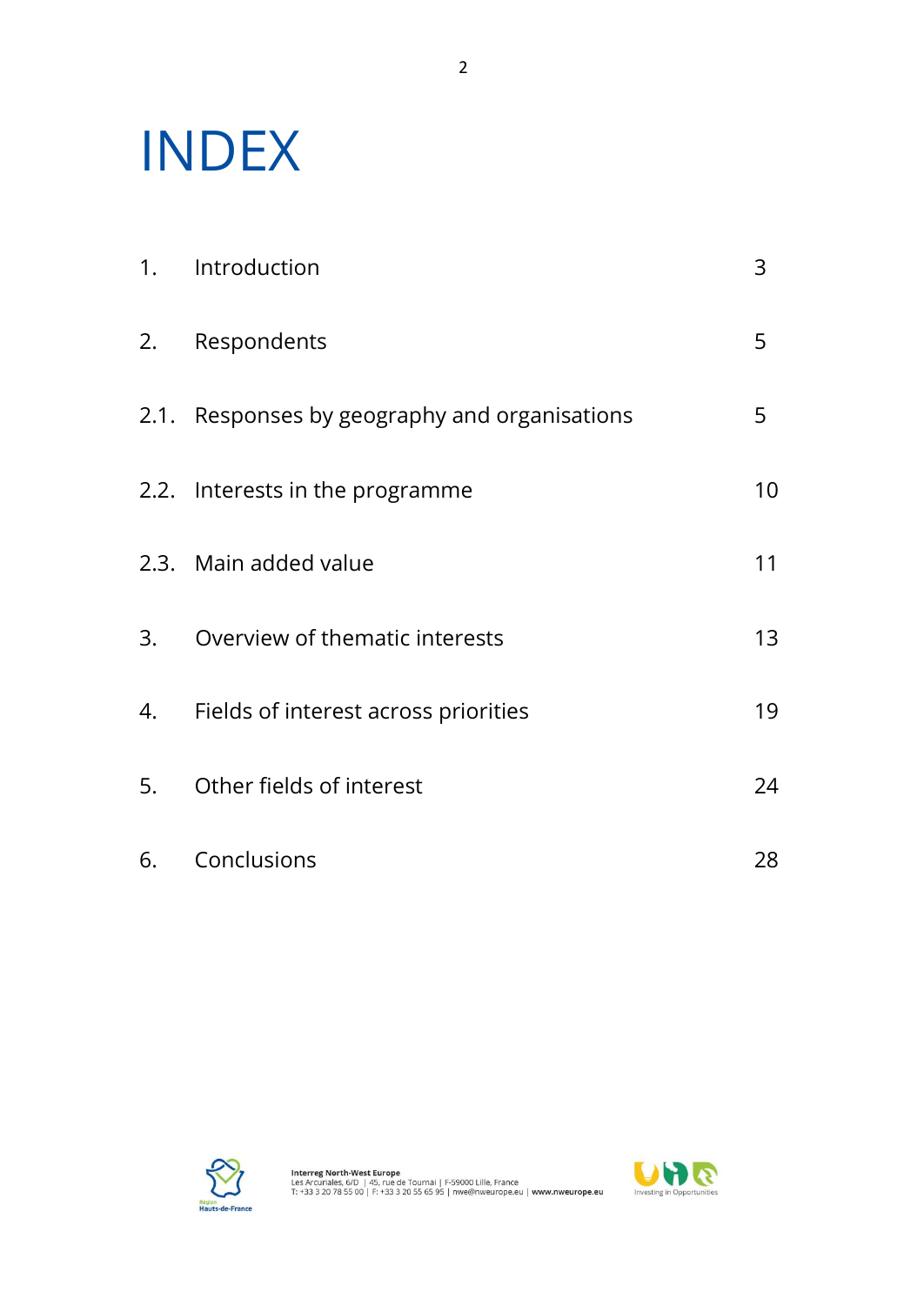# INDEX

| | | |
|---|---|---|
| 1. | Introduction | 3 |
| 2. | Respondents | 5 |
| 2.1. | Responses by geography and organisations | 5 |
| 2.2. | Interests in the programme | 10 |
| 2.3. | Main added value | 11 |
| 3. | Overview of thematic interests | 13 |
| 4. | Fields of interest across priorities | 19 |
| 5. | Other fields of interest | 24 |
| 6. | Conclusions | 28 |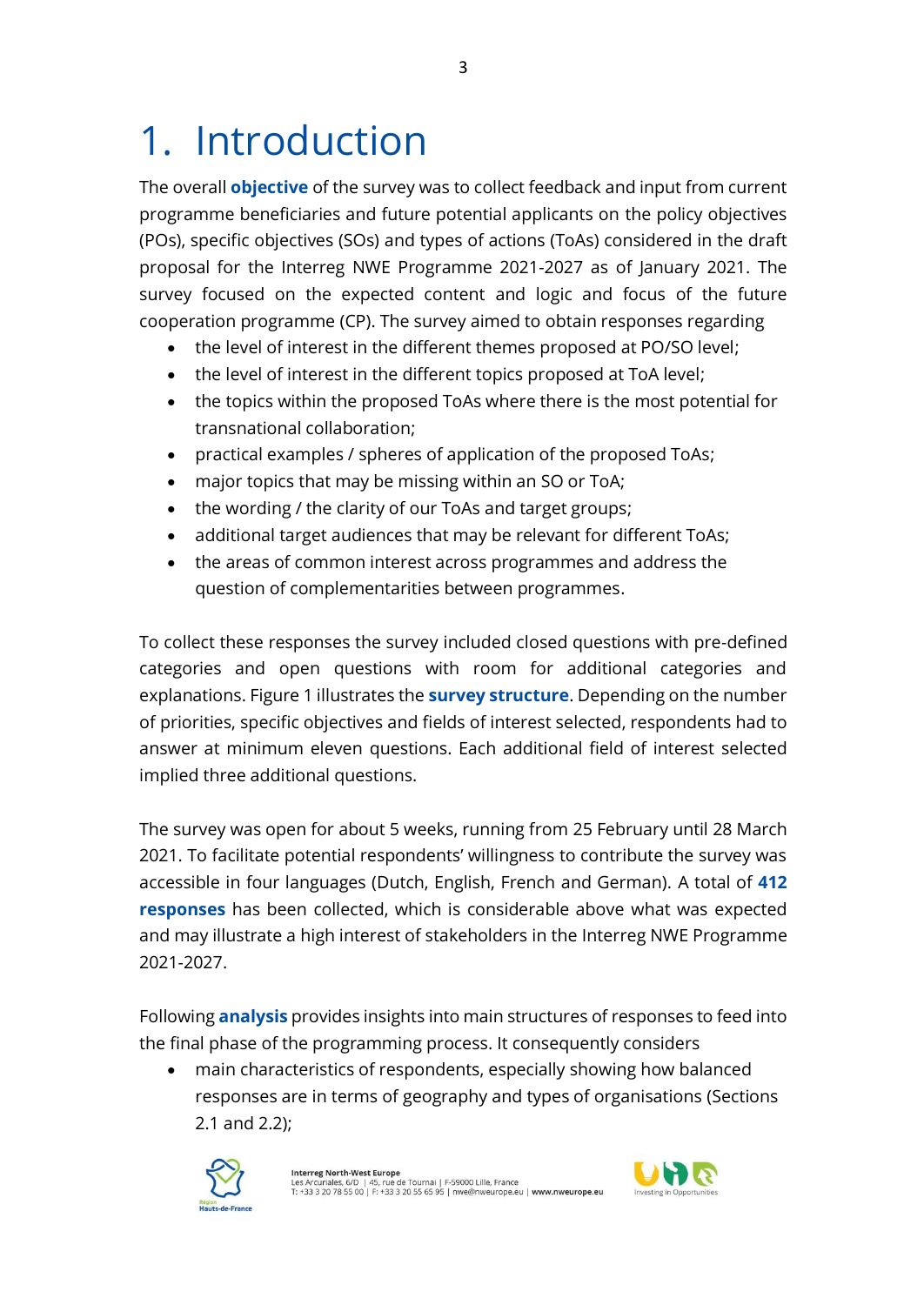// PAGE 3

# 1. Introduction

The overall **objective** of the survey was to collect feedback and input from current programme beneficiaries and future potential applicants on the policy objectives (POs), specific objectives (SOs) and types of actions (ToAs) considered in the draft proposal for the Interreg NWE Programme 2021-2027 as of January 2021. The survey focused on the expected content and logic and focus of the future cooperation programme (CP). The survey aimed to obtain responses regarding

- the level of interest in the different themes proposed at PO/SO level;
- the level of interest in the different topics proposed at ToA level;
- the topics within the proposed ToAs where there is the most potential for transnational collaboration;
- practical examples / spheres of application of the proposed ToAs;
- major topics that may be missing within an SO or ToA;
- the wording / the clarity of our ToAs and target groups;
- additional target audiences that may be relevant for different ToAs;
- the areas of common interest across programmes and address the question of complementarities between programmes.

To collect these responses the survey included closed questions with pre-defined categories and open questions with room for additional categories and explanations. Figure 1 illustrates the **survey structure**. Depending on the number of priorities, specific objectives and fields of interest selected, respondents had to answer at minimum eleven questions. Each additional field of interest selected implied three additional questions.

The survey was open for about 5 weeks, running from 25 February until 28 March 2021. To facilitate potential respondents' willingness to contribute the survey was accessible in four languages (Dutch, English, French and German). A total of **412 responses** has been collected, which is considerable above what was expected and may illustrate a high interest of stakeholders in the Interreg NWE Programme 2021-2027.

Following **analysis** provides insights into main structures of responses to feed into the final phase of the programming process. It consequently considers

- main characteristics of respondents, especially showing how balanced responses are in terms of geography and types of organisations (Sections 2.1 and 2.2);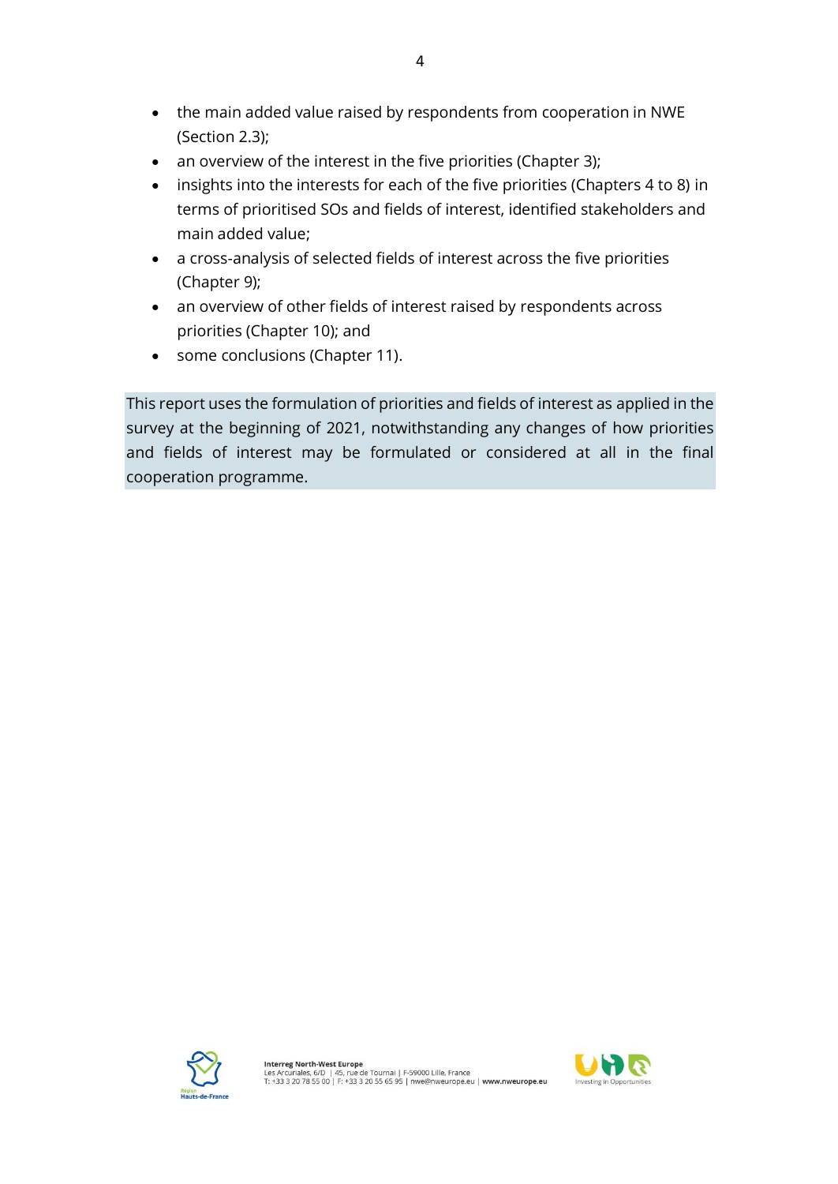- the main added value raised by respondents from cooperation in NWE (Section 2.3);
- an overview of the interest in the five priorities (Chapter 3);
- insights into the interests for each of the five priorities (Chapters 4 to 8) in terms of prioritised SOs and fields of interest, identified stakeholders and main added value;
- a cross-analysis of selected fields of interest across the five priorities (Chapter 9);
- an overview of other fields of interest raised by respondents across priorities (Chapter 10); and
- some conclusions (Chapter 11).

This report uses the formulation of priorities and fields of interest as applied in the survey at the beginning of 2021, notwithstanding any changes of how priorities and fields of interest may be formulated or considered at all in the final cooperation programme.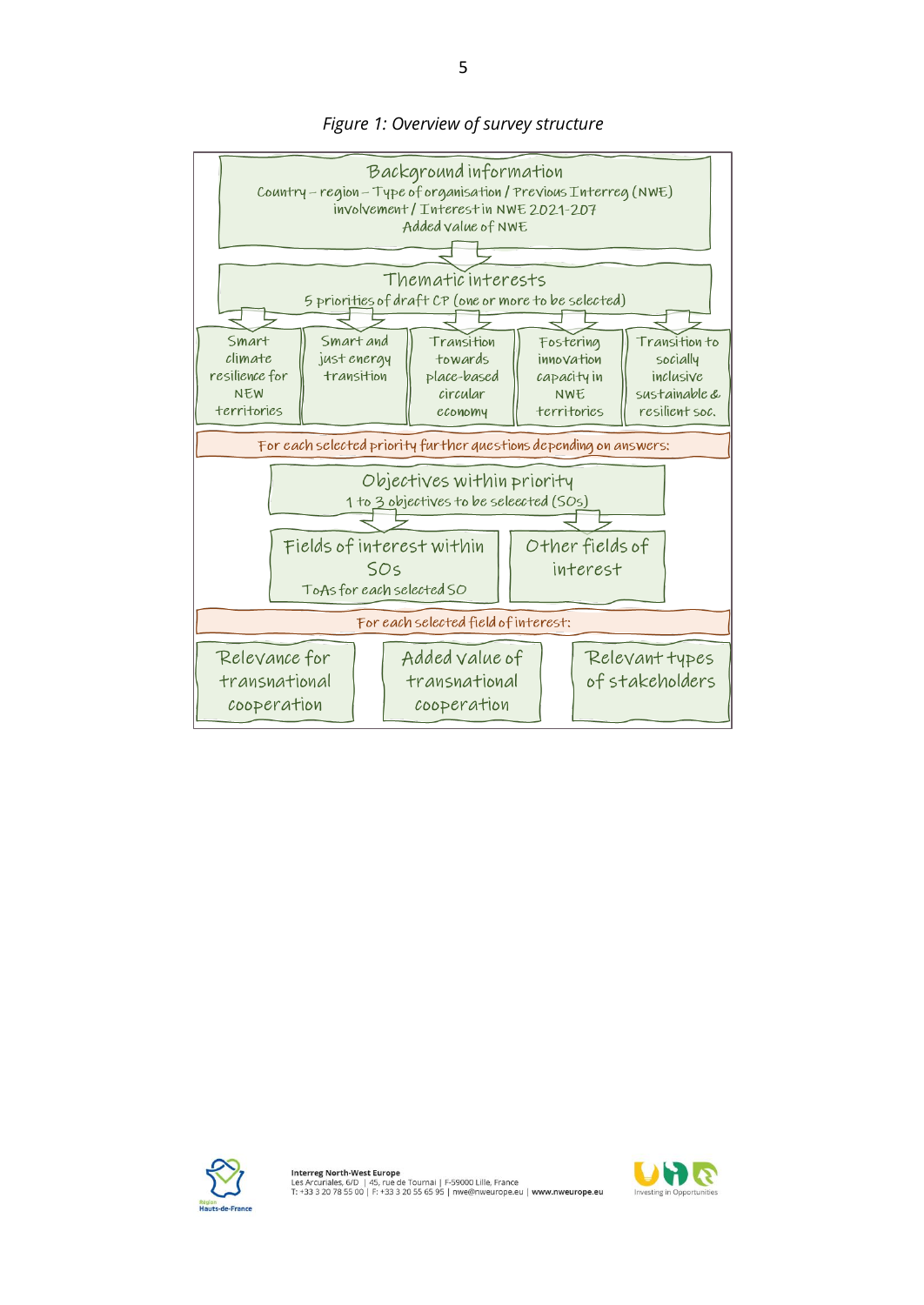*Figure 1: Overview of survey structure*

**Background information**
Country – region – Type of organisation / Previous Interreg (NWE) involvement / Interest in NWE 2021-207
Added value of NWE

**Thematic interests**
5 priorities of draft CP (one or more to be selected)

- Smart climate resilience for NEW territories
- Smart and just energy transition
- Transition towards place-based circular economy
- Fostering innovation capacity in NWE territories
- Transition to socially inclusive sustainable & resilient soc.

For each selected priority further questions depending on answers:

**Objectives within priority**
1 to 3 objectives to be seleected (SOs)

- Fields of interest within SOs – ToAs for each selected SO
- Other fields of interest

For each selected field of interest:

- Relevance for transnational cooperation
- Added value of transnational cooperation
- Relevant types of stakeholders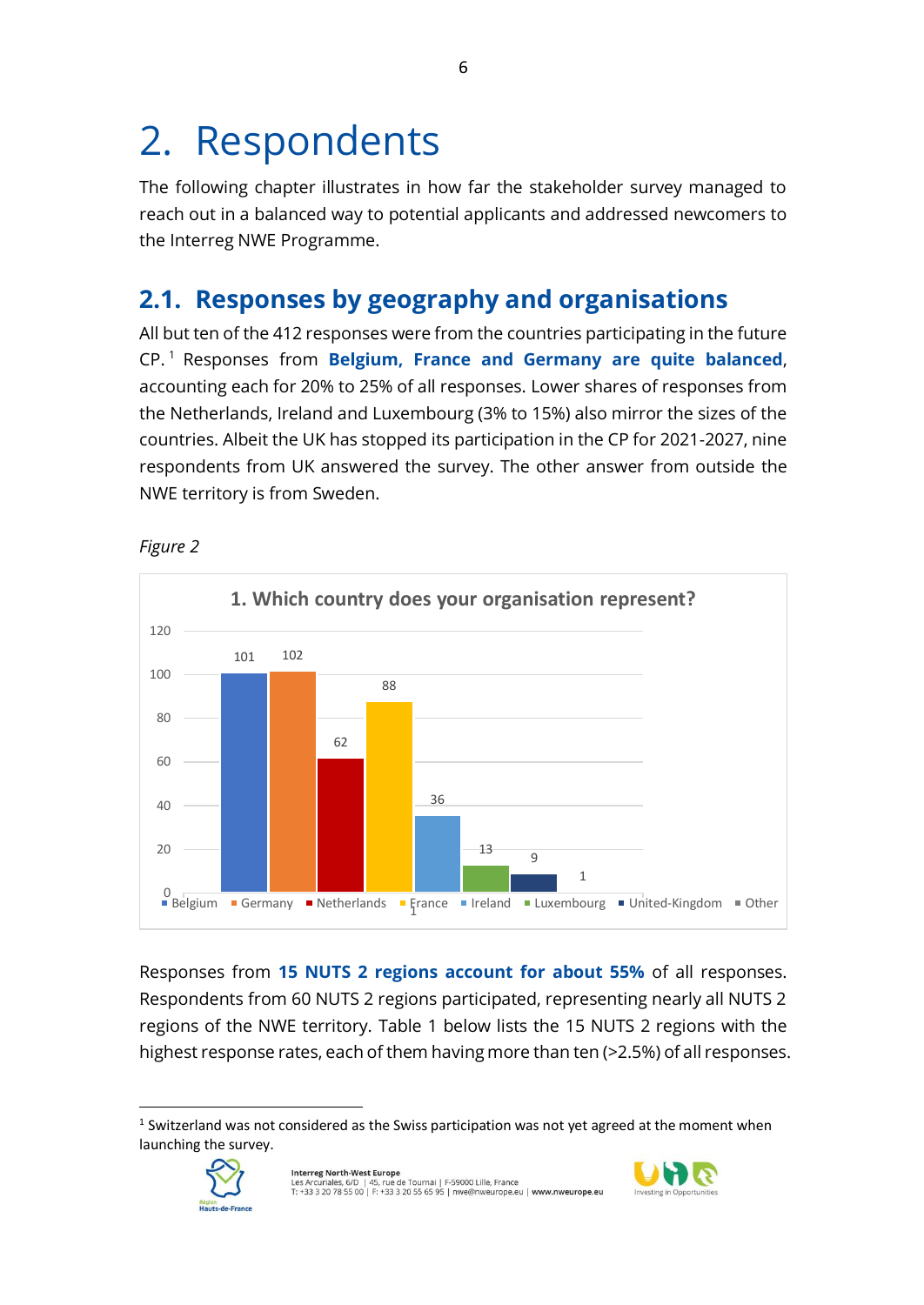# 2. Respondents

The following chapter illustrates in how far the stakeholder survey managed to reach out in a balanced way to potential applicants and addressed newcomers to the Interreg NWE Programme.

## 2.1. Responses by geography and organisations

All but ten of the 412 responses were from the countries participating in the future CP.[1] Responses from **Belgium, France and Germany are quite balanced**, accounting each for 20% to 25% of all responses. Lower shares of responses from the Netherlands, Ireland and Luxembourg (3% to 15%) also mirror the sizes of the countries. Albeit the UK has stopped its participation in the CP for 2021-2027, nine respondents from UK answered the survey. The other answer from outside the NWE territory is from Sweden.

*Figure 2*

**1. Which country does your organisation represent?**

| Belgium | Germany | Netherlands | France | Ireland | Luxembourg | United-Kingdom | Other |
|---|---|---|---|---|---|---|---|
| 101 | 102 | 62 | 88 | 36 | 13 | 9 | 1 |

Responses from **15 NUTS 2 regions account for about 55%** of all responses. Respondents from 60 NUTS 2 regions participated, representing nearly all NUTS 2 regions of the NWE territory. Table 1 below lists the 15 NUTS 2 regions with the highest response rates, each of them having more than ten (>2.5%) of all responses.

[1] Switzerland was not considered as the Swiss participation was not yet agreed at the moment when launching the survey.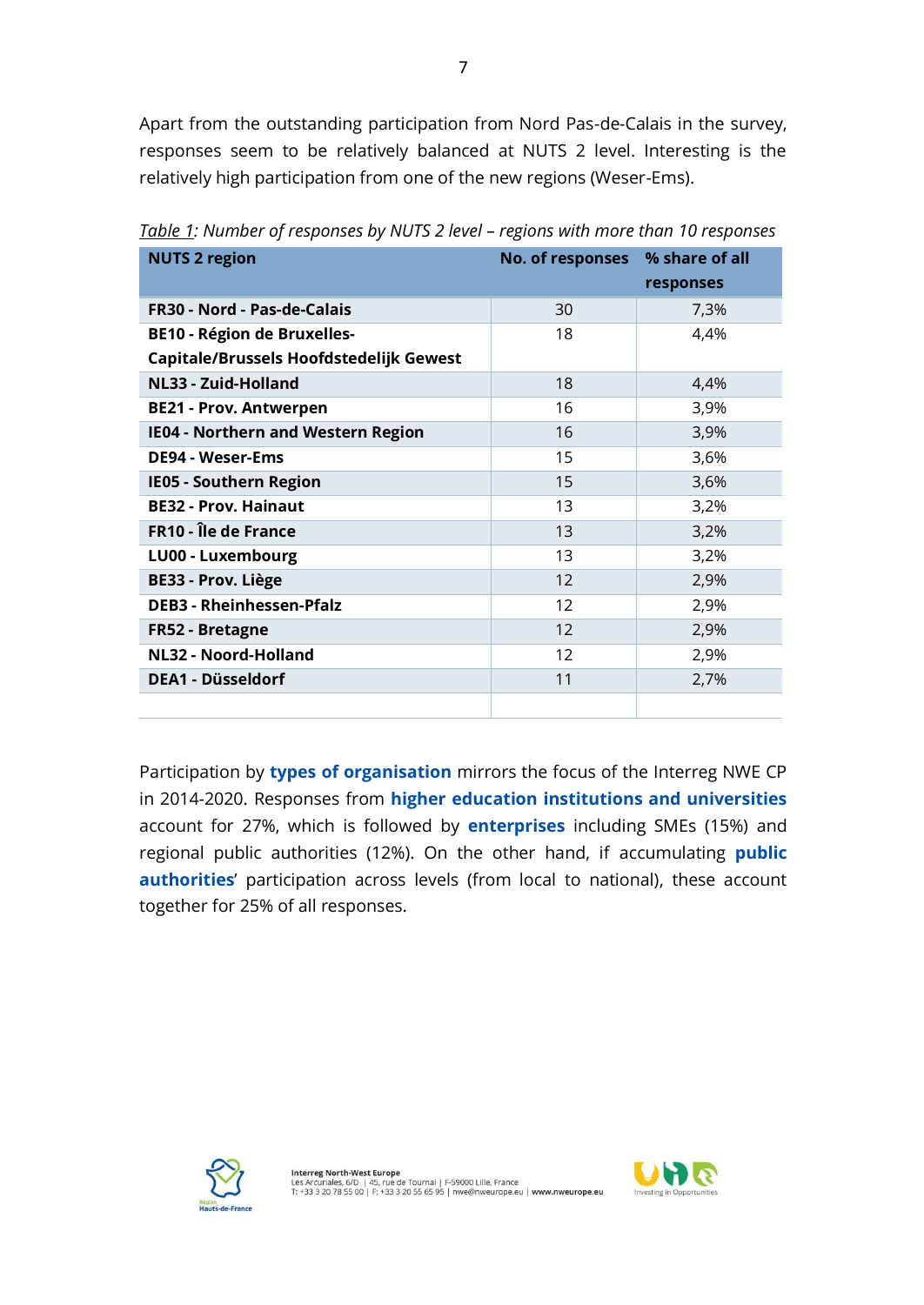Apart from the outstanding participation from Nord Pas-de-Calais in the survey, responses seem to be relatively balanced at NUTS 2 level. Interesting is the relatively high participation from one of the new regions (Weser-Ems).

*Table 1: Number of responses by NUTS 2 level – regions with more than 10 responses*

| NUTS 2 region | No. of responses | % share of all responses |
|---|---|---|
| **FR30 - Nord - Pas-de-Calais** | 30 | 7,3% |
| **BE10 - Région de Bruxelles-Capitale/Brussels Hoofdstedelijk Gewest** | 18 | 4,4% |
| **NL33 - Zuid-Holland** | 18 | 4,4% |
| **BE21 - Prov. Antwerpen** | 16 | 3,9% |
| **IE04 - Northern and Western Region** | 16 | 3,9% |
| **DE94 - Weser-Ems** | 15 | 3,6% |
| **IE05 - Southern Region** | 15 | 3,6% |
| **BE32 - Prov. Hainaut** | 13 | 3,2% |
| **FR10 - Île de France** | 13 | 3,2% |
| **LU00 - Luxembourg** | 13 | 3,2% |
| **BE33 - Prov. Liège** | 12 | 2,9% |
| **DEB3 - Rheinhessen-Pfalz** | 12 | 2,9% |
| **FR52 - Bretagne** | 12 | 2,9% |
| **NL32 - Noord-Holland** | 12 | 2,9% |
| **DEA1 - Düsseldorf** | 11 | 2,7% |
| | | |

Participation by **types of organisation** mirrors the focus of the Interreg NWE CP in 2014-2020. Responses from **higher education institutions and universities** account for 27%, which is followed by **enterprises** including SMEs (15%) and regional public authorities (12%). On the other hand, if accumulating **public authorities**' participation across levels (from local to national), these account together for 25% of all responses.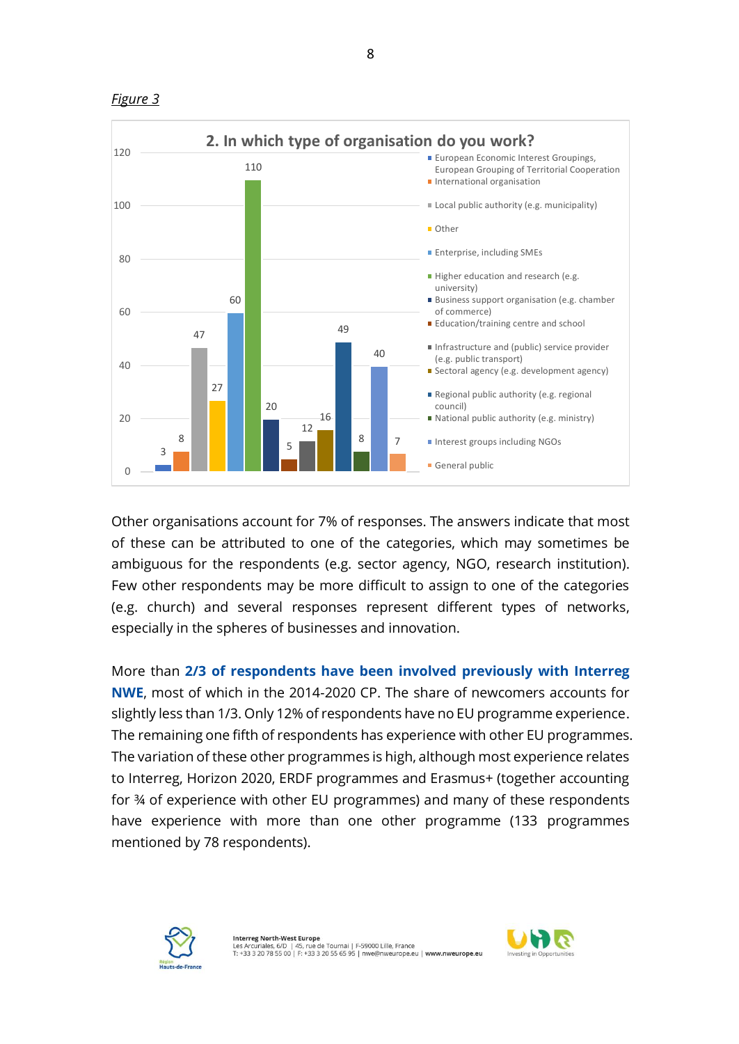*Figure 3*

**2. In which type of organisation do you work?**

| Type of organisation | Responses |
|---|---|
| European Economic Interest Groupings, European Grouping of Territorial Cooperation | 3 |
| International organisation | 8 |
| Local public authority (e.g. municipality) | 47 |
| Other | 27 |
| Enterprise, including SMEs | 60 |
| Higher education and research (e.g. university) | 110 |
| Business support organisation (e.g. chamber of commerce) | 20 |
| Education/training centre and school | 5 |
| Infrastructure and (public) service provider (e.g. public transport) | 12 |
| Sectoral agency (e.g. development agency) | 16 |
| Regional public authority (e.g. regional council) | 49 |
| National public authority (e.g. ministry) | 8 |
| Interest groups including NGOs | 40 |
| General public | 7 |

Other organisations account for 7% of responses. The answers indicate that most of these can be attributed to one of the categories, which may sometimes be ambiguous for the respondents (e.g. sector agency, NGO, research institution). Few other respondents may be more difficult to assign to one of the categories (e.g. church) and several responses represent different types of networks, especially in the spheres of businesses and innovation.

More than **2/3 of respondents have been involved previously with Interreg NWE**, most of which in the 2014-2020 CP. The share of newcomers accounts for slightly less than 1/3. Only 12% of respondents have no EU programme experience. The remaining one fifth of respondents has experience with other EU programmes. The variation of these other programmes is high, although most experience relates to Interreg, Horizon 2020, ERDF programmes and Erasmus+ (together accounting for ¾ of experience with other EU programmes) and many of these respondents have experience with more than one other programme (133 programmes mentioned by 78 respondents).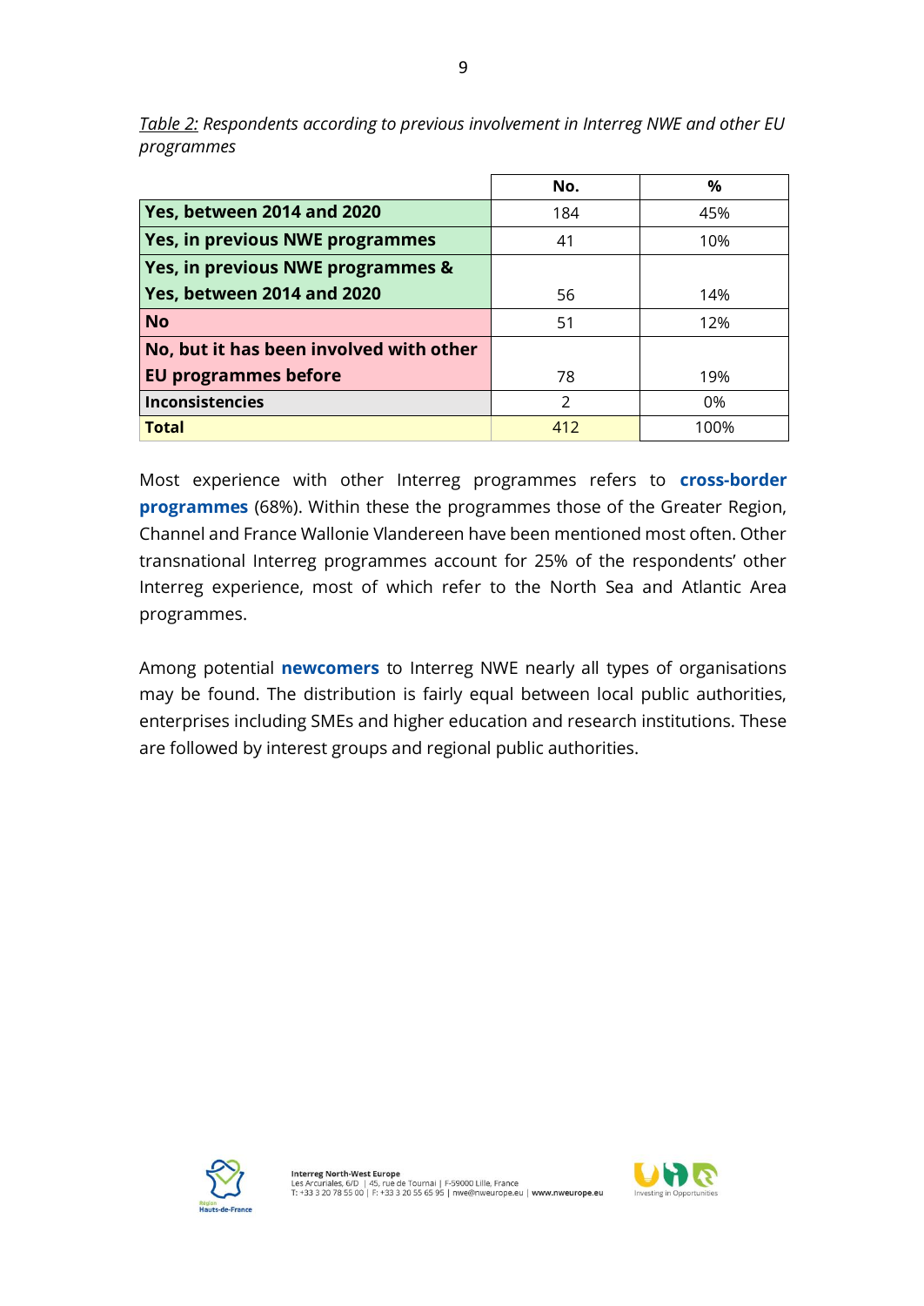*Table 2: Respondents according to previous involvement in Interreg NWE and other EU programmes*

| | No. | % |
|---|---|---|
| **Yes, between 2014 and 2020** | 184 | 45% |
| **Yes, in previous NWE programmes** | 41 | 10% |
| **Yes, in previous NWE programmes & Yes, between 2014 and 2020** | 56 | 14% |
| **No** | 51 | 12% |
| **No, but it has been involved with other EU programmes before** | 78 | 19% |
| **Inconsistencies** | 2 | 0% |
| **Total** | 412 | 100% |

Most experience with other Interreg programmes refers to **cross-border programmes** (68%). Within these the programmes those of the Greater Region, Channel and France Wallonie Vlandereen have been mentioned most often. Other transnational Interreg programmes account for 25% of the respondents' other Interreg experience, most of which refer to the North Sea and Atlantic Area programmes.

Among potential **newcomers** to Interreg NWE nearly all types of organisations may be found. The distribution is fairly equal between local public authorities, enterprises including SMEs and higher education and research institutions. These are followed by interest groups and regional public authorities.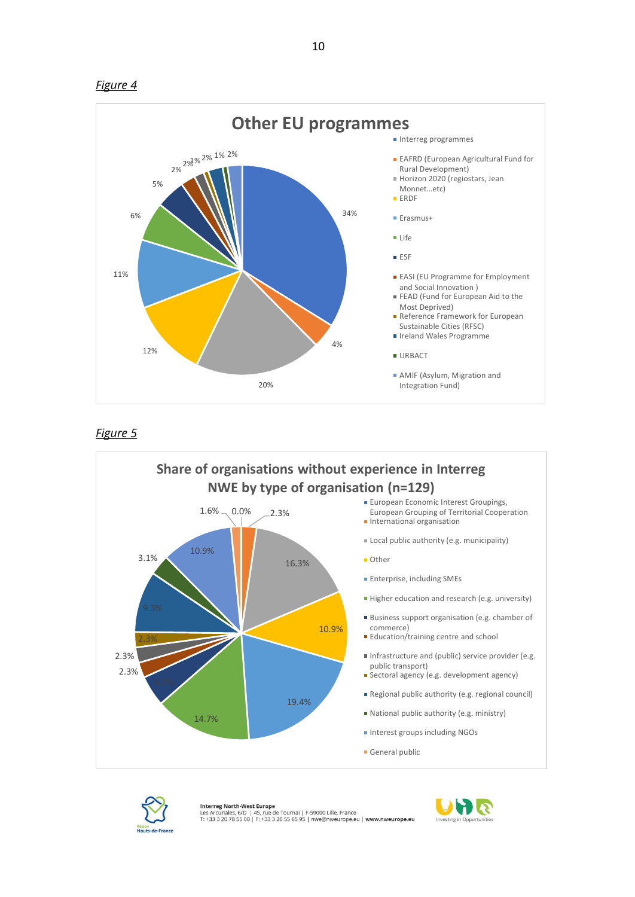*Figure 4*

**Other EU programmes**

| Programme | Share |
|---|---|
| Interreg programmes | 34% |
| EAFRD (European Agricultural Fund for Rural Development) | 4% |
| Horizon 2020 (regiostars, Jean Monnet…etc) | 20% |
| ERDF | 12% |
| Erasmus+ | 11% |
| Life | 6% |
| ESF | 5% |
| EASI (EU Programme for Employment and Social Innovation ) | 2% |
| FEAD (Fund for European Aid to the Most Deprived) | 2% |
| Reference Framework for European Sustainable Cities (RFSC) | 1% |
| Ireland Wales Programme | 2% |
| URBACT | 1% |
| AMIF (Asylum, Migration and Integration Fund) | 2% |

*Figure 5*

**Share of organisations without experience in Interreg NWE by type of organisation (n=129)**

| Type of organisation | Share |
|---|---|
| European Economic Interest Groupings, European Grouping of Territorial Cooperation | 0.0% |
| International organisation | 2.3% |
| Local public authority (e.g. municipality) | 16.3% |
| Other | 10.9% |
| Enterprise, including SMEs | 19.4% |
| Higher education and research (e.g. university) | 14.7% |
| Business support organisation (e.g. chamber of commerce) | |
| Education/training centre and school | 2.3% |
| Infrastructure and (public) service provider (e.g. public transport) | 2.3% |
| Sectoral agency (e.g. development agency) | 2.3% |
| Regional public authority (e.g. regional council) | 9.3% |
| National public authority (e.g. ministry) | 3.1% |
| Interest groups including NGOs | 10.9% |
| General public | 1.6% |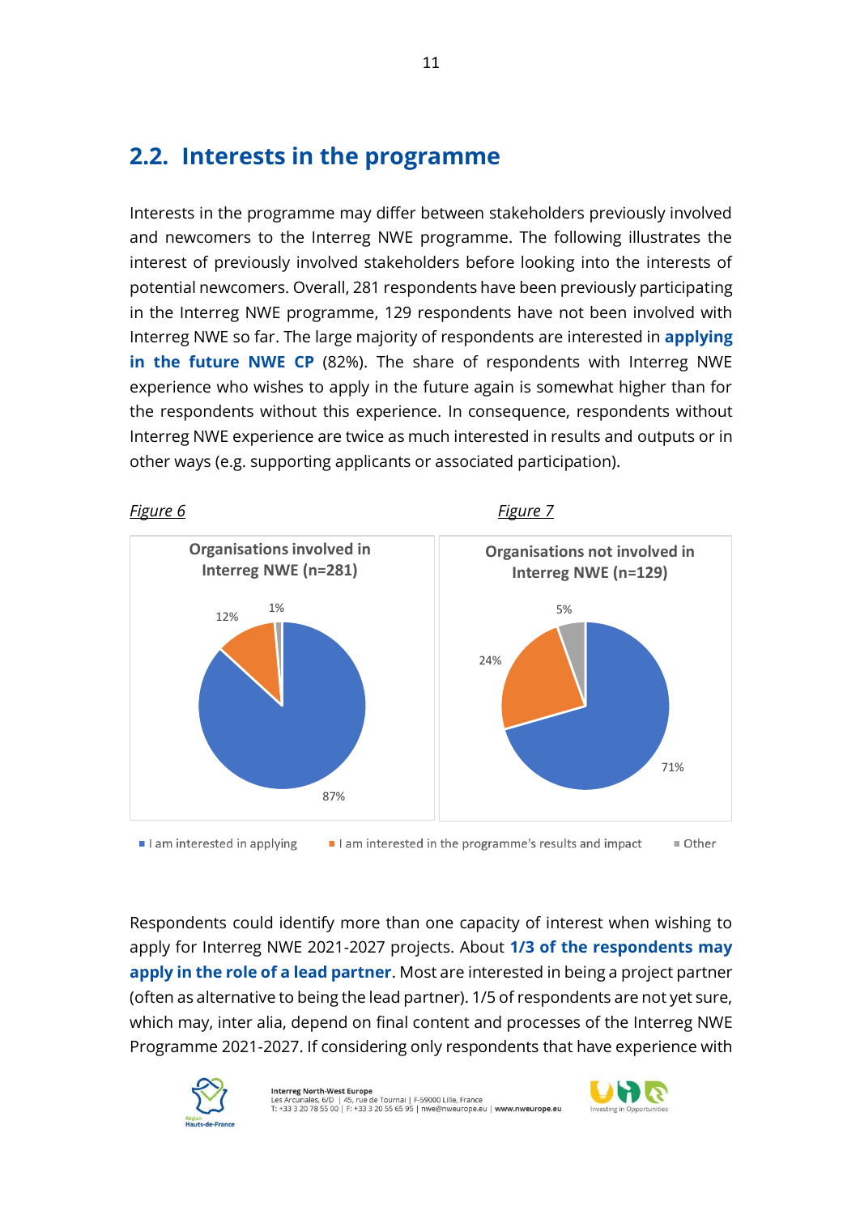## 2.2. Interests in the programme

Interests in the programme may differ between stakeholders previously involved and newcomers to the Interreg NWE programme. The following illustrates the interest of previously involved stakeholders before looking into the interests of potential newcomers. Overall, 281 respondents have been previously participating in the Interreg NWE programme, 129 respondents have not been involved with Interreg NWE so far. The large majority of respondents are interested in **applying in the future NWE CP** (82%). The share of respondents with Interreg NWE experience who wishes to apply in the future again is somewhat higher than for the respondents without this experience. In consequence, respondents without Interreg NWE experience are twice as much interested in results and outputs or in other ways (e.g. supporting applicants or associated participation).

*Figure 6*

**Organisations involved in Interreg NWE (n=281)**

- I am interested in applying: 87%
- I am interested in the programme's results and impact: 12%
- Other: 1%

*Figure 7*

**Organisations not involved in Interreg NWE (n=129)**

- I am interested in applying: 71%
- I am interested in the programme's results and impact: 24%
- Other: 5%

Respondents could identify more than one capacity of interest when wishing to apply for Interreg NWE 2021-2027 projects. About **1/3 of the respondents may apply in the role of a lead partner**. Most are interested in being a project partner (often as alternative to being the lead partner). 1/5 of respondents are not yet sure, which may, inter alia, depend on final content and processes of the Interreg NWE Programme 2021-2027. If considering only respondents that have experience with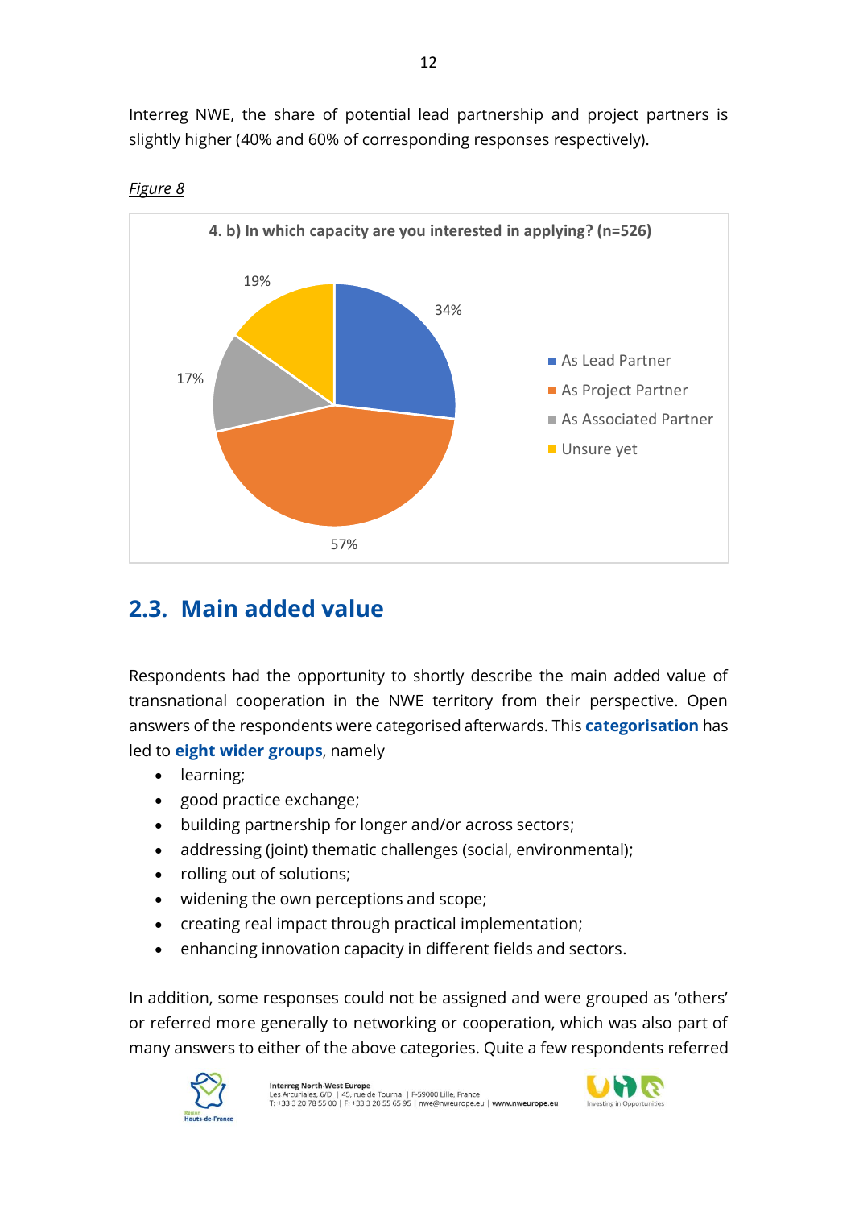Interreg NWE, the share of potential lead partnership and project partners is slightly higher (40% and 60% of corresponding responses respectively).

*Figure 8*

**4. b) In which capacity are you interested in applying? (n=526)**

| Capacity | Share |
| --- | --- |
| As Lead Partner | 34% |
| As Project Partner | 57% |
| As Associated Partner | 17% |
| Unsure yet | 19% |

## 2.3. Main added value

Respondents had the opportunity to shortly describe the main added value of transnational cooperation in the NWE territory from their perspective. Open answers of the respondents were categorised afterwards. This **categorisation** has led to **eight wider groups**, namely

- learning;
- good practice exchange;
- building partnership for longer and/or across sectors;
- addressing (joint) thematic challenges (social, environmental);
- rolling out of solutions;
- widening the own perceptions and scope;
- creating real impact through practical implementation;
- enhancing innovation capacity in different fields and sectors.

In addition, some responses could not be assigned and were grouped as 'others' or referred more generally to networking or cooperation, which was also part of many answers to either of the above categories. Quite a few respondents referred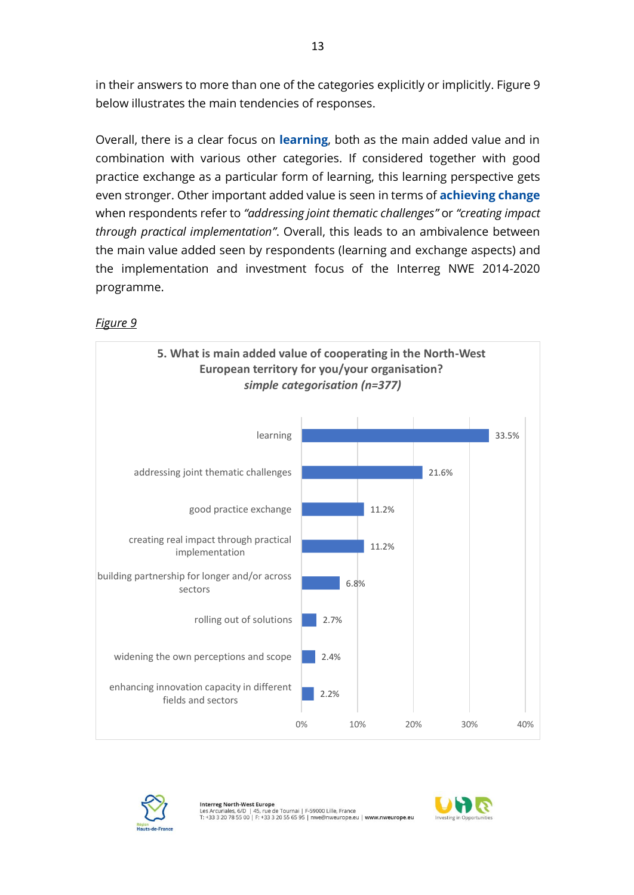in their answers to more than one of the categories explicitly or implicitly. Figure 9 below illustrates the main tendencies of responses.

Overall, there is a clear focus on **learning**, both as the main added value and in combination with various other categories. If considered together with good practice exchange as a particular form of learning, this learning perspective gets even stronger. Other important added value is seen in terms of **achieving change** when respondents refer to *"addressing joint thematic challenges"* or *"creating impact through practical implementation"*. Overall, this leads to an ambivalence between the main value added seen by respondents (learning and exchange aspects) and the implementation and investment focus of the Interreg NWE 2014-2020 programme.

*Figure 9*

**5. What is main added value of cooperating in the North-West European territory for you/your organisation?**
***simple categorisation (n=377)***

| Category | Share |
|---|---|
| learning | 33.5% |
| addressing joint thematic challenges | 21.6% |
| good practice exchange | 11.2% |
| creating real impact through practical implementation | 11.2% |
| building partnership for longer and/or across sectors | 6.8% |
| rolling out of solutions | 2.7% |
| widening the own perceptions and scope | 2.4% |
| enhancing innovation capacity in different fields and sectors | 2.2% |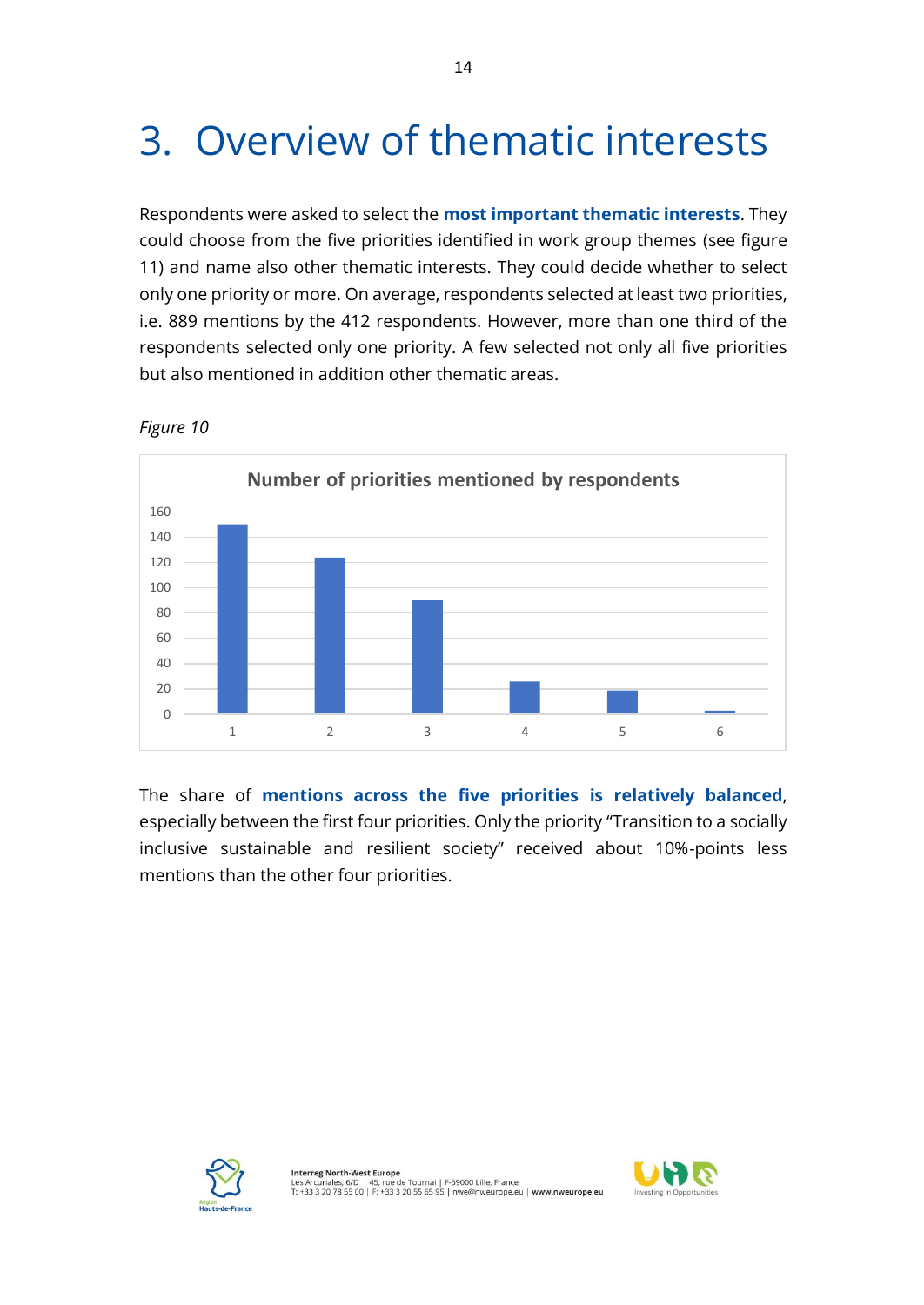# 3. Overview of thematic interests

Respondents were asked to select the **most important thematic interests**. They could choose from the five priorities identified in work group themes (see figure 11) and name also other thematic interests. They could decide whether to select only one priority or more. On average, respondents selected at least two priorities, i.e. 889 mentions by the 412 respondents. However, more than one third of the respondents selected only one priority. A few selected not only all five priorities but also mentioned in addition other thematic areas.

*Figure 10*

Number of priorities mentioned by respondents

The share of **mentions across the five priorities is relatively balanced**, especially between the first four priorities. Only the priority "Transition to a socially inclusive sustainable and resilient society" received about 10%-points less mentions than the other four priorities.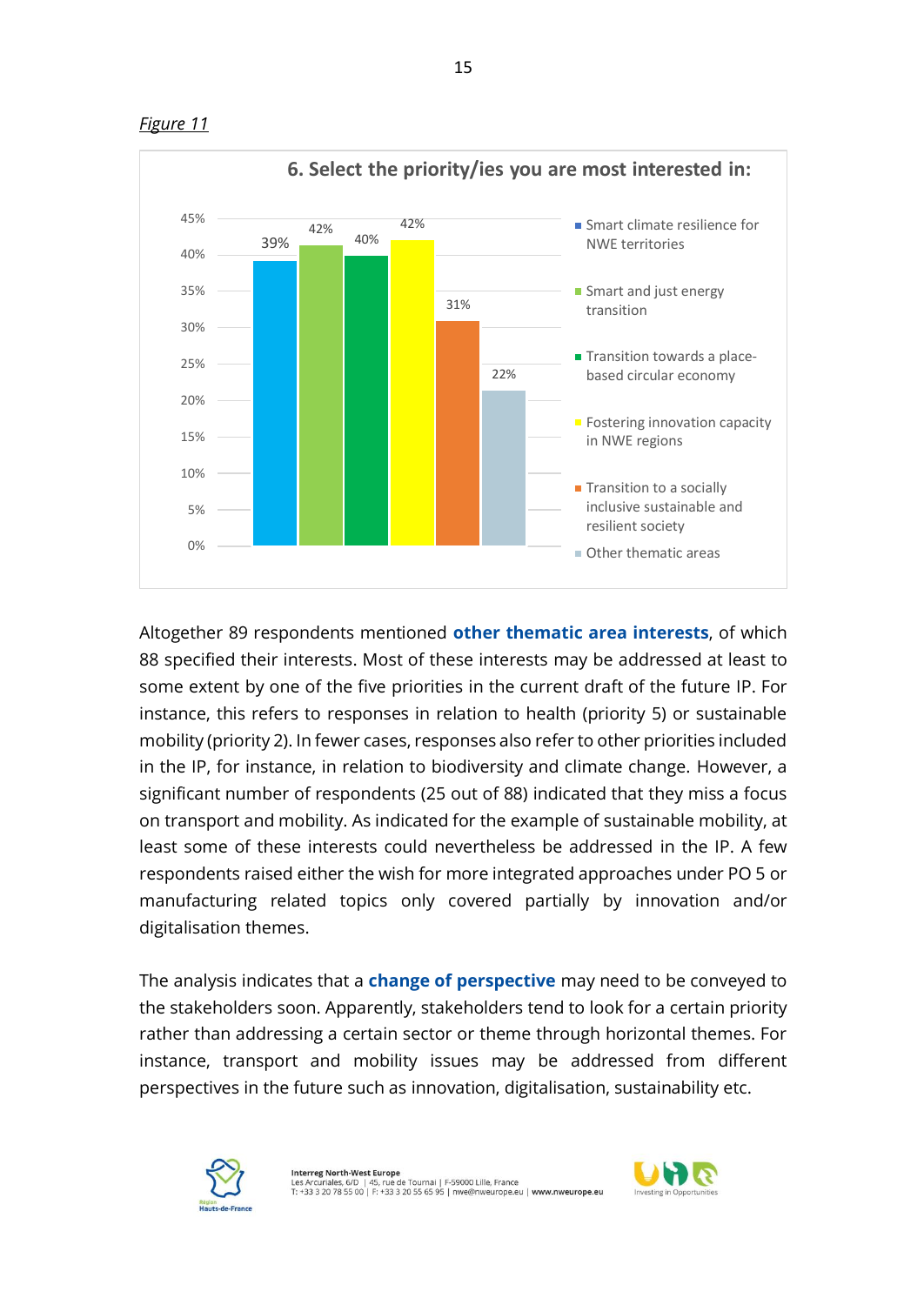*Figure 11*

**6. Select the priority/ies you are most interested in:**

| Priority | % |
|---|---|
| Smart climate resilience for NWE territories | 39% |
| Smart and just energy transition | 42% |
| Transition towards a place-based circular economy | 40% |
| Fostering innovation capacity in NWE regions | 42% |
| Transition to a socially inclusive sustainable and resilient society | 31% |
| Other thematic areas | 22% |

Altogether 89 respondents mentioned **other thematic area interests**, of which 88 specified their interests. Most of these interests may be addressed at least to some extent by one of the five priorities in the current draft of the future IP. For instance, this refers to responses in relation to health (priority 5) or sustainable mobility (priority 2). In fewer cases, responses also refer to other priorities included in the IP, for instance, in relation to biodiversity and climate change. However, a significant number of respondents (25 out of 88) indicated that they miss a focus on transport and mobility. As indicated for the example of sustainable mobility, at least some of these interests could nevertheless be addressed in the IP. A few respondents raised either the wish for more integrated approaches under PO 5 or manufacturing related topics only covered partially by innovation and/or digitalisation themes.

The analysis indicates that a **change of perspective** may need to be conveyed to the stakeholders soon. Apparently, stakeholders tend to look for a certain priority rather than addressing a certain sector or theme through horizontal themes. For instance, transport and mobility issues may be addressed from different perspectives in the future such as innovation, digitalisation, sustainability etc.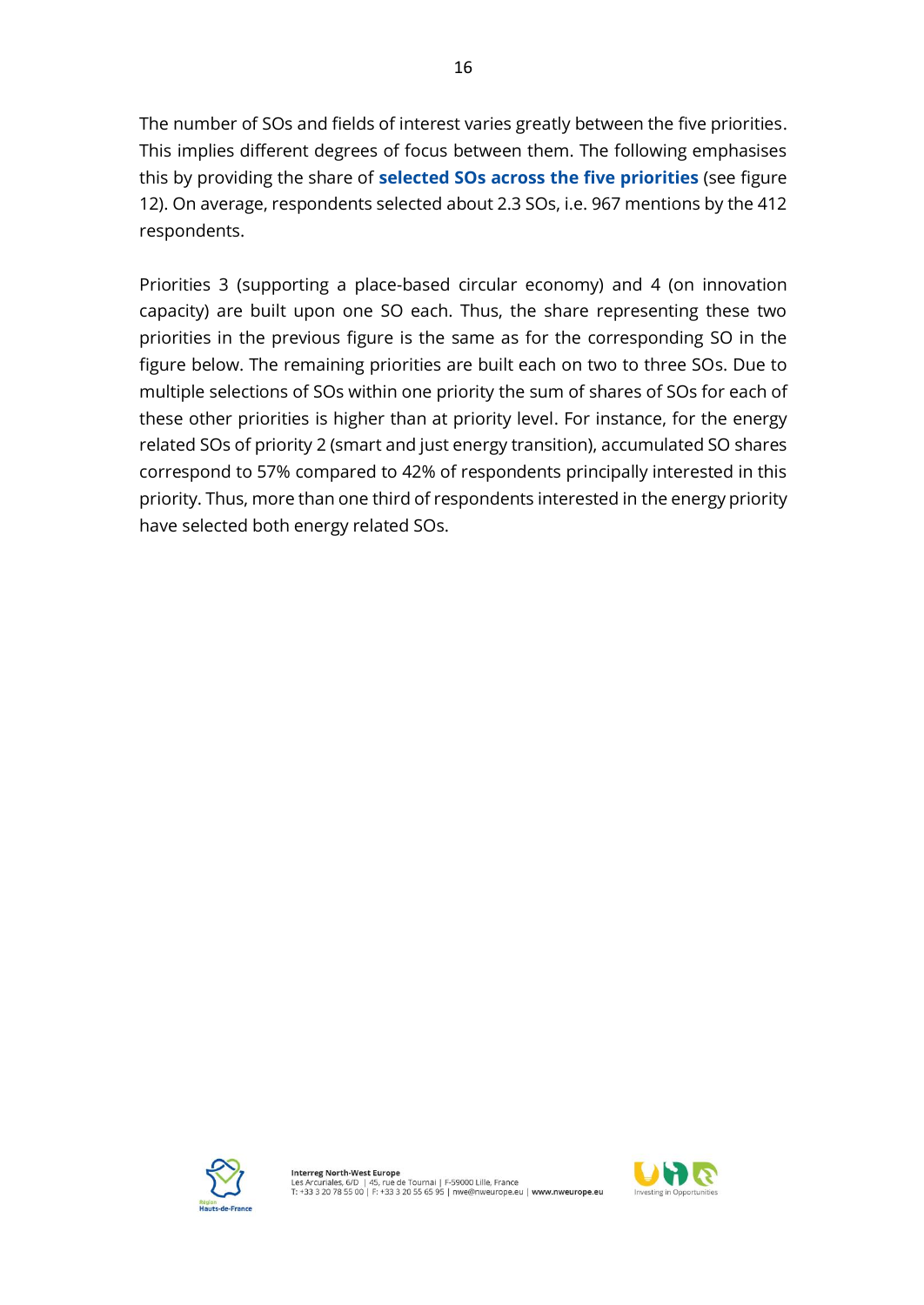The number of SOs and fields of interest varies greatly between the five priorities. This implies different degrees of focus between them. The following emphasises this by providing the share of **selected SOs across the five priorities** (see figure 12). On average, respondents selected about 2.3 SOs, i.e. 967 mentions by the 412 respondents.

Priorities 3 (supporting a place-based circular economy) and 4 (on innovation capacity) are built upon one SO each. Thus, the share representing these two priorities in the previous figure is the same as for the corresponding SO in the figure below. The remaining priorities are built each on two to three SOs. Due to multiple selections of SOs within one priority the sum of shares of SOs for each of these other priorities is higher than at priority level. For instance, for the energy related SOs of priority 2 (smart and just energy transition), accumulated SO shares correspond to 57% compared to 42% of respondents principally interested in this priority. Thus, more than one third of respondents interested in the energy priority have selected both energy related SOs.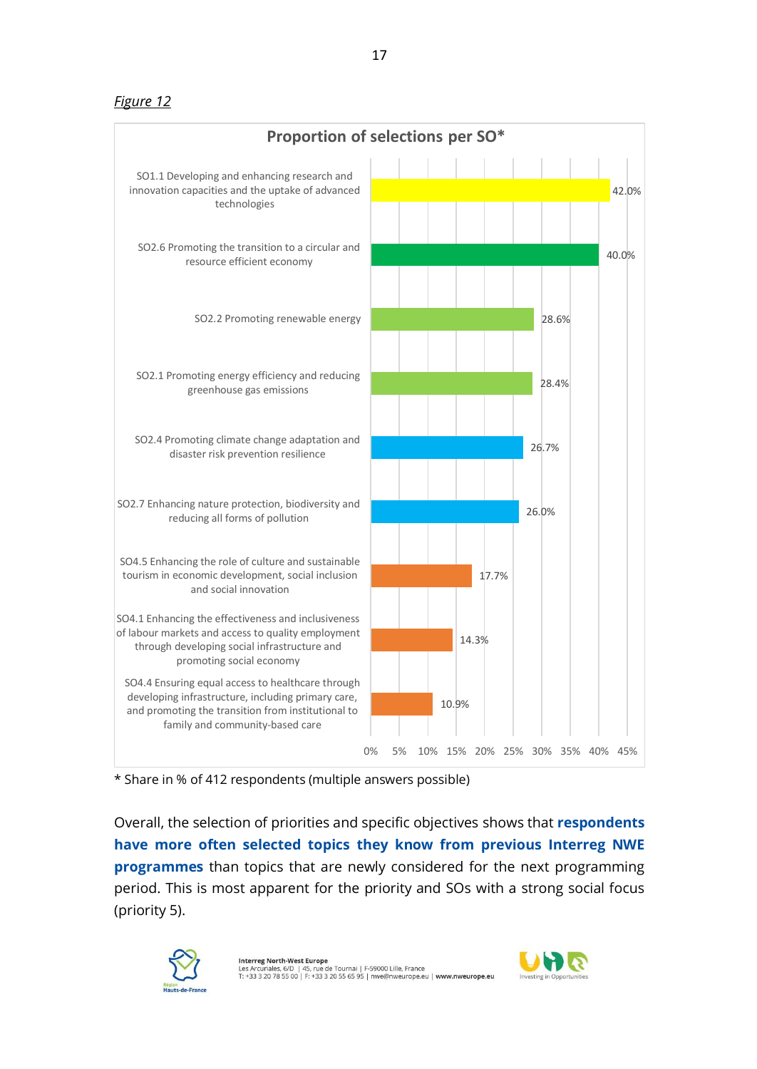*Figure 12*

**Proportion of selections per SO***

| Specific Objective | Share |
|---|---|
| SO1.1 Developing and enhancing research and innovation capacities and the uptake of advanced technologies | 42.0% |
| SO2.6 Promoting the transition to a circular and resource efficient economy | 40.0% |
| SO2.2 Promoting renewable energy | 28.6% |
| SO2.1 Promoting energy efficiency and reducing greenhouse gas emissions | 28.4% |
| SO2.4 Promoting climate change adaptation and disaster risk prevention resilience | 26.7% |
| SO2.7 Enhancing nature protection, biodiversity and reducing all forms of pollution | 26.0% |
| SO4.5 Enhancing the role of culture and sustainable tourism in economic development, social inclusion and social innovation | 17.7% |
| SO4.1 Enhancing the effectiveness and inclusiveness of labour markets and access to quality employment through developing social infrastructure and promoting social economy | 14.3% |
| SO4.4 Ensuring equal access to healthcare through developing infrastructure, including primary care, and promoting the transition from institutional to family and community-based care | 10.9% |

* Share in % of 412 respondents (multiple answers possible)

Overall, the selection of priorities and specific objectives shows that **respondents have more often selected topics they know from previous Interreg NWE programmes** than topics that are newly considered for the next programming period. This is most apparent for the priority and SOs with a strong social focus (priority 5).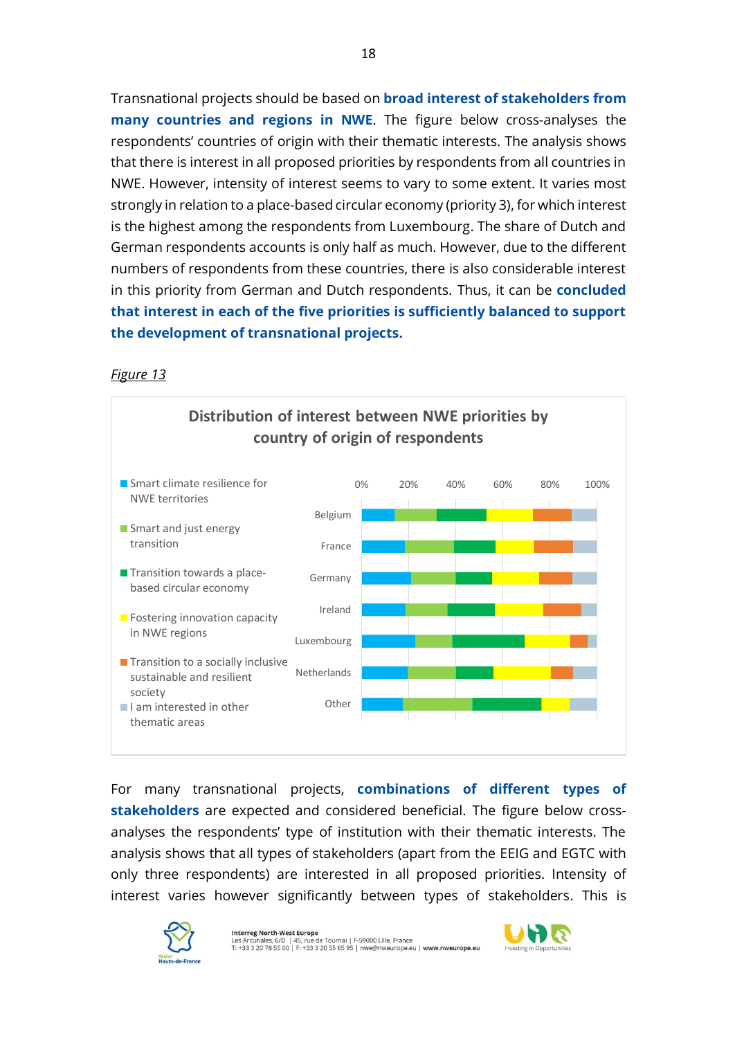Transnational projects should be based on **broad interest of stakeholders from many countries and regions in NWE**. The figure below cross-analyses the respondents' countries of origin with their thematic interests. The analysis shows that there is interest in all proposed priorities by respondents from all countries in NWE. However, intensity of interest seems to vary to some extent. It varies most strongly in relation to a place-based circular economy (priority 3), for which interest is the highest among the respondents from Luxembourg. The share of Dutch and German respondents accounts is only half as much. However, due to the different numbers of respondents from these countries, there is also considerable interest in this priority from German and Dutch respondents. Thus, it can be **concluded that interest in each of the five priorities is sufficiently balanced to support the development of transnational projects.**

*Figure 13*

**Distribution of interest between NWE priorities by country of origin of respondents**

Legend:
- Smart climate resilience for NWE territories
- Smart and just energy transition
- Transition towards a place-based circular economy
- Fostering innovation capacity in NWE regions
- Transition to a socially inclusive sustainable and resilient society
- I am interested in other thematic areas

Countries: Belgium, France, Germany, Ireland, Luxembourg, Netherlands, Other

Axis: 0%, 20%, 40%, 60%, 80%, 100%

For many transnational projects, **combinations of different types of stakeholders** are expected and considered beneficial. The figure below cross-analyses the respondents' type of institution with their thematic interests. The analysis shows that all types of stakeholders (apart from the EEIG and EGTC with only three respondents) are interested in all proposed priorities. Intensity of interest varies however significantly between types of stakeholders. This is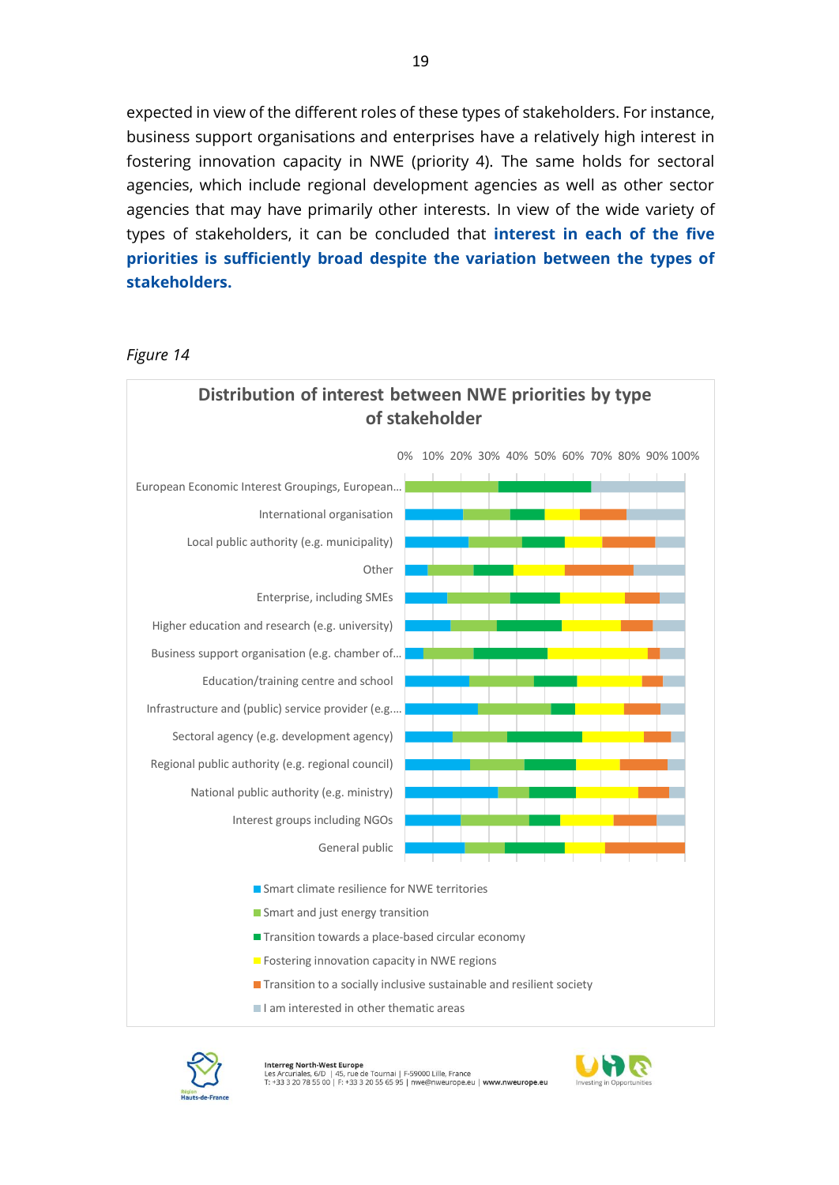expected in view of the different roles of these types of stakeholders. For instance, business support organisations and enterprises have a relatively high interest in fostering innovation capacity in NWE (priority 4). The same holds for sectoral agencies, which include regional development agencies as well as other sector agencies that may have primarily other interests. In view of the wide variety of types of stakeholders, it can be concluded that **interest in each of the five priorities is sufficiently broad despite the variation between the types of stakeholders.**

*Figure 14*

**Distribution of interest between NWE priorities by type of stakeholder**

0% 10% 20% 30% 40% 50% 60% 70% 80% 90% 100%

- European Economic Interest Groupings, European...
- International organisation
- Local public authority (e.g. municipality)
- Other
- Enterprise, including SMEs
- Higher education and research (e.g. university)
- Business support organisation (e.g. chamber of...
- Education/training centre and school
- Infrastructure and (public) service provider (e.g....
- Sectoral agency (e.g. development agency)
- Regional public authority (e.g. regional council)
- National public authority (e.g. ministry)
- Interest groups including NGOs
- General public

Legend:
- Smart climate resilience for NWE territories
- Smart and just energy transition
- Transition towards a place-based circular economy
- Fostering innovation capacity in NWE regions
- Transition to a socially inclusive sustainable and resilient society
- I am interested in other thematic areas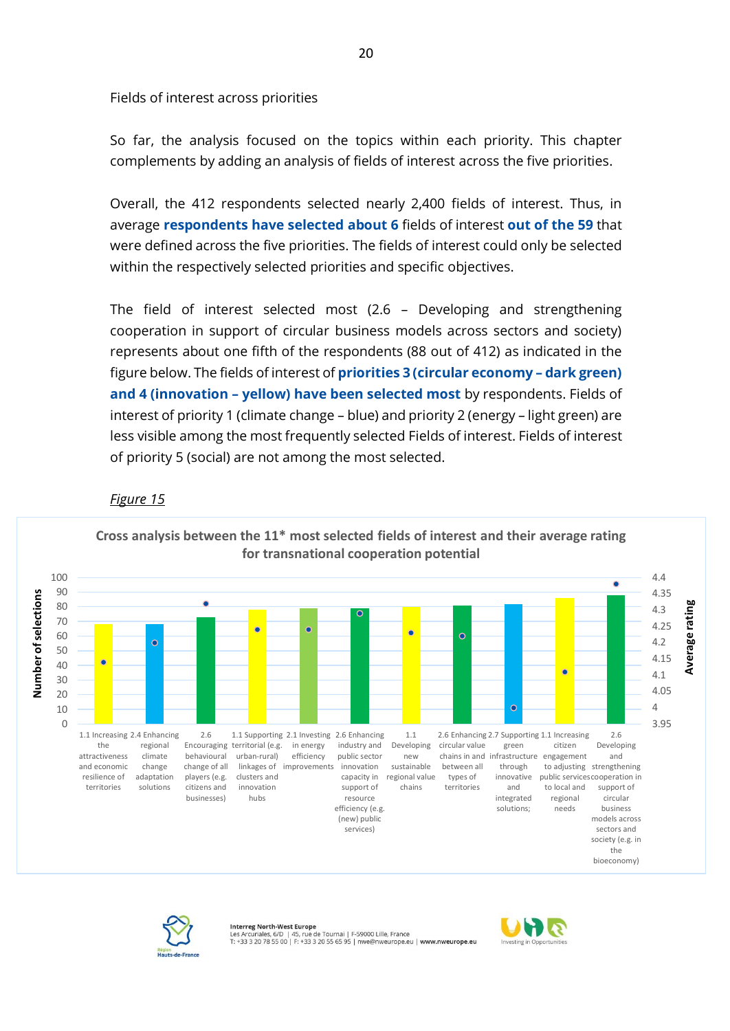Fields of interest across priorities

So far, the analysis focused on the topics within each priority. This chapter complements by adding an analysis of fields of interest across the five priorities.

Overall, the 412 respondents selected nearly 2,400 fields of interest. Thus, in average **respondents have selected about 6** fields of interest **out of the 59** that were defined across the five priorities. The fields of interest could only be selected within the respectively selected priorities and specific objectives.

The field of interest selected most (2.6 – Developing and strengthening cooperation in support of circular business models across sectors and society) represents about one fifth of the respondents (88 out of 412) as indicated in the figure below. The fields of interest of **priorities 3 (circular economy – dark green) and 4 (innovation – yellow) have been selected most** by respondents. Fields of interest of priority 1 (climate change – blue) and priority 2 (energy – light green) are less visible among the most frequently selected Fields of interest. Fields of interest of priority 5 (social) are not among the most selected.

*Figure 15*

**Cross analysis between the 11* most selected fields of interest and their average rating for transnational cooperation potential**

| Field of interest | Number of selections (approx.) | Average rating (approx.) |
|---|---|---|
| 1.1 Increasing the attractiveness and economic resilience of territories | 68 | 4.14 |
| 2.4 Enhancing regional climate change adaptation solutions | 68 | 4.19 |
| 2.6 Encouraging behavioural change of all players (e.g. citizens and businesses) | 73 | 4.30 |
| 1.1 Supporting territorial (e.g. urban-rural) linkages of clusters and innovation hubs | 78 | 4.23 |
| 2.1 Investing in energy efficiency improvements | 79 | 4.23 |
| 2.6 Enhancing industry and public sector innovation capacity in support of resource efficiency (e.g. (new) public services) | 79 | 4.29 |
| 1.1 Developing new sustainable regional value chains | 80 | 4.22 |
| 2.6 Enhancing circular value chains in and between all types of territories | 81 | 4.21 |
| 2.7 Supporting green infrastructure through innovative and integrated solutions; | 82 | 4.00 |
| 1.1 Increasing citizen engagement to adjusting public services to local and regional needs | 86 | 4.10 |
| 2.6 Developing and strengthening cooperation in support of circular business models across sectors and society (e.g. in the bioeconomy) | 88 | 4.35 |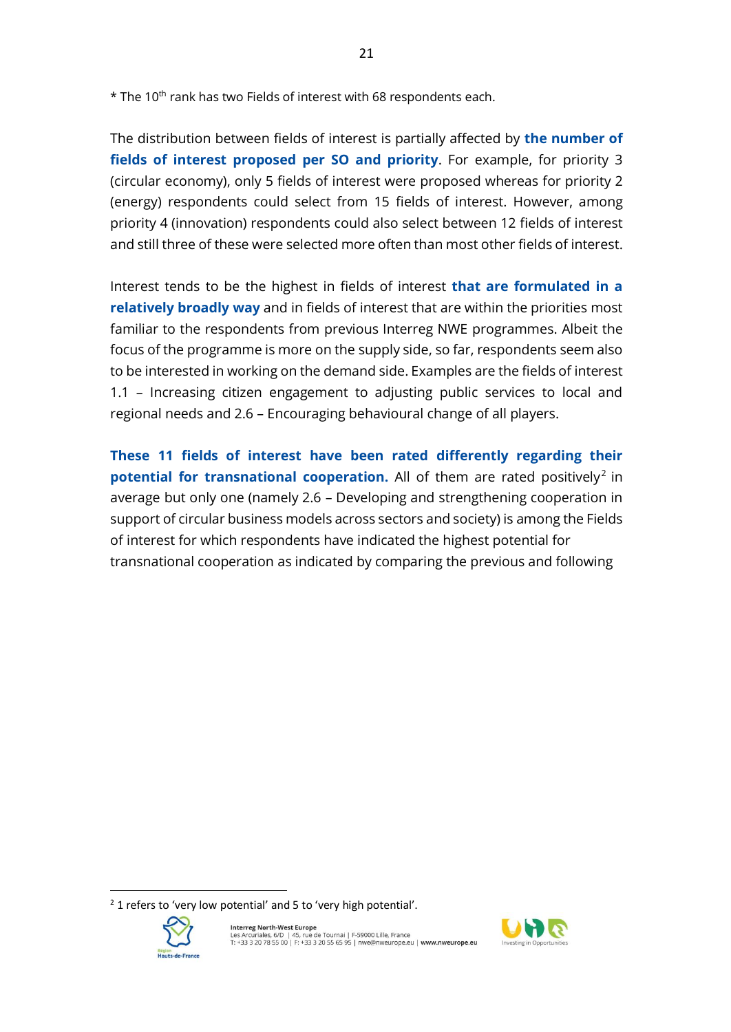* The 10th rank has two Fields of interest with 68 respondents each.

The distribution between fields of interest is partially affected by **the number of fields of interest proposed per SO and priority**. For example, for priority 3 (circular economy), only 5 fields of interest were proposed whereas for priority 2 (energy) respondents could select from 15 fields of interest. However, among priority 4 (innovation) respondents could also select between 12 fields of interest and still three of these were selected more often than most other fields of interest.

Interest tends to be the highest in fields of interest **that are formulated in a relatively broadly way** and in fields of interest that are within the priorities most familiar to the respondents from previous Interreg NWE programmes. Albeit the focus of the programme is more on the supply side, so far, respondents seem also to be interested in working on the demand side. Examples are the fields of interest 1.1 – Increasing citizen engagement to adjusting public services to local and regional needs and 2.6 – Encouraging behavioural change of all players.

**These 11 fields of interest have been rated differently regarding their potential for transnational cooperation.** All of them are rated positively[2] in average but only one (namely 2.6 – Developing and strengthening cooperation in support of circular business models across sectors and society) is among the Fields of interest for which respondents have indicated the highest potential for transnational cooperation as indicated by comparing the previous and following

[2] 1 refers to 'very low potential' and 5 to 'very high potential'.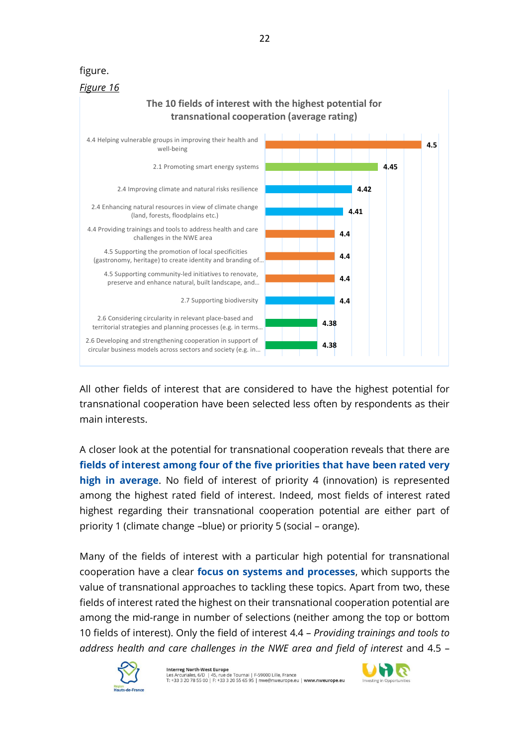figure.

*Figure 16*

**The 10 fields of interest with the highest potential for transnational cooperation (average rating)**

| Field of interest | Average rating |
|---|---|
| 4.4 Helping vulnerable groups in improving their health and well-being | 4.5 |
| 2.1 Promoting smart energy systems | 4.45 |
| 2.4 Improving climate and natural risks resilience | 4.42 |
| 2.4 Enhancing natural resources in view of climate change (land, forests, floodplains etc.) | 4.41 |
| 4.4 Providing trainings and tools to address health and care challenges in the NWE area | 4.4 |
| 4.5 Supporting the promotion of local specificities (gastronomy, heritage) to create identity and branding of... | 4.4 |
| 4.5 Supporting community-led initiatives to renovate, preserve and enhance natural, built landscape, and... | 4.4 |
| 2.7 Supporting biodiversity | 4.4 |
| 2.6 Considering circularity in relevant place-based and territorial strategies and planning processes (e.g. in terms... | 4.38 |
| 2.6 Developing and strengthening cooperation in support of circular business models across sectors and society (e.g. in... | 4.38 |

All other fields of interest that are considered to have the highest potential for transnational cooperation have been selected less often by respondents as their main interests.

A closer look at the potential for transnational cooperation reveals that there are **fields of interest among four of the five priorities that have been rated very high in average**. No field of interest of priority 4 (innovation) is represented among the highest rated field of interest. Indeed, most fields of interest rated highest regarding their transnational cooperation potential are either part of priority 1 (climate change –blue) or priority 5 (social – orange).

Many of the fields of interest with a particular high potential for transnational cooperation have a clear **focus on systems and processes**, which supports the value of transnational approaches to tackling these topics. Apart from two, these fields of interest rated the highest on their transnational cooperation potential are among the mid-range in number of selections (neither among the top or bottom 10 fields of interest). Only the field of interest 4.4 – *Providing trainings and tools to address health and care challenges in the NWE area and field of interest* and 4.5 –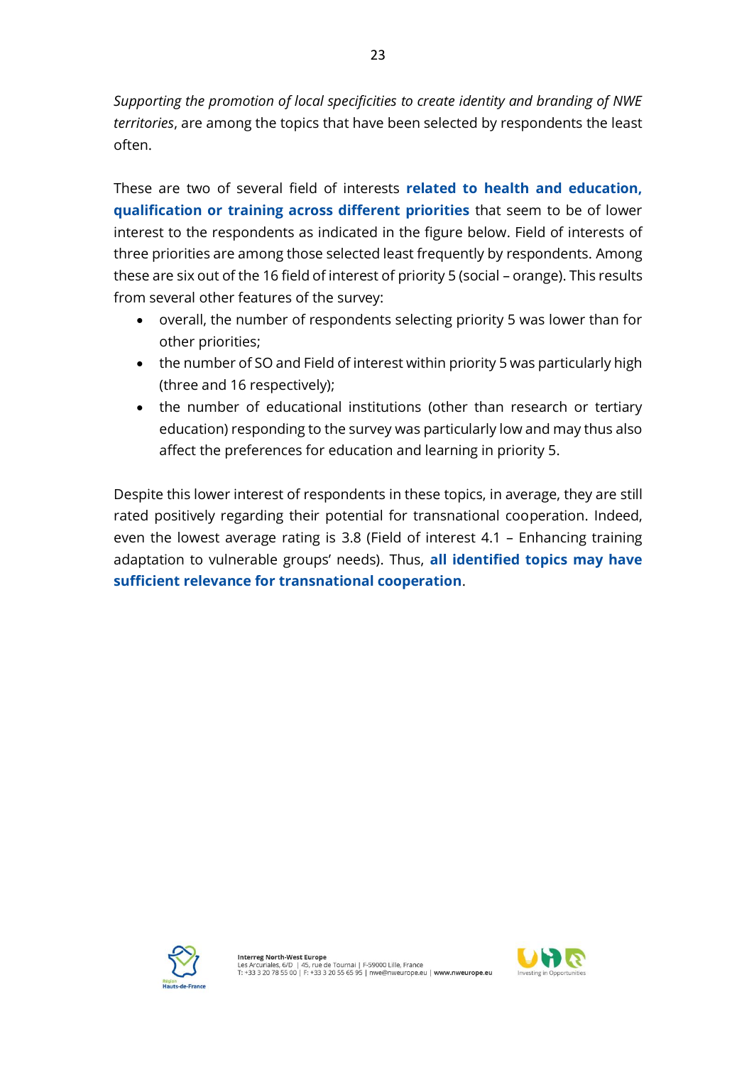*Supporting the promotion of local specificities to create identity and branding of NWE territories*, are among the topics that have been selected by respondents the least often.

These are two of several field of interests **related to health and education, qualification or training across different priorities** that seem to be of lower interest to the respondents as indicated in the figure below. Field of interests of three priorities are among those selected least frequently by respondents. Among these are six out of the 16 field of interest of priority 5 (social – orange). This results from several other features of the survey:

- overall, the number of respondents selecting priority 5 was lower than for other priorities;
- the number of SO and Field of interest within priority 5 was particularly high (three and 16 respectively);
- the number of educational institutions (other than research or tertiary education) responding to the survey was particularly low and may thus also affect the preferences for education and learning in priority 5.

Despite this lower interest of respondents in these topics, in average, they are still rated positively regarding their potential for transnational cooperation. Indeed, even the lowest average rating is 3.8 (Field of interest 4.1 – Enhancing training adaptation to vulnerable groups' needs). Thus, **all identified topics may have sufficient relevance for transnational cooperation**.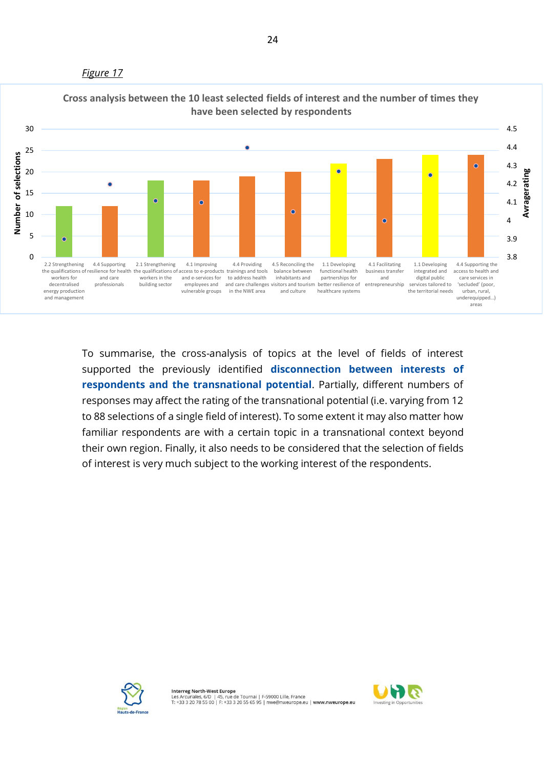*Figure 17*

**Cross analysis between the 10 least selected fields of interest and the number of times they have been selected by respondents**

| Field of interest | Number of selections (approx.) | Average rating (approx.) |
|---|---|---|
| 2.2 Strengthening the qualifications of workers for decentralised energy production and management | 12 | 3.89 |
| 4.4 Supporting resilience for health and care professionals | 12 | 4.2 |
| 2.1 Strengthening the qualifications of workers in the building sector | 18 | 4.11 |
| 4.1 Improving access to e-products and e-services for employees and vulnerable groups | 18 | 4.1 |
| 4.4 Providing trainings and tools to address health and care challenges in the NWE area | 19 | 4.39 |
| 4.5 Reconciling the balance between inhabitants and visitors and tourism and culture | 20 | 4.05 |
| 1.1 Developing functional health partnerships for better resilience of healthcare systems | 22 | 4.27 |
| 4.1 Facilitating business transfer and entrepreneurship | 23 | 4.0 |
| 1.1 Developing integrated and digital public services tailored to the territorial needs | 24 | 4.25 |
| 4.4 Supporting the access to health and care services in 'secluded' (poor, urban, rural, underequipped...) areas | 24 | 4.28 |

To summarise, the cross-analysis of topics at the level of fields of interest supported the previously identified **disconnection between interests of respondents and the transnational potential**. Partially, different numbers of responses may affect the rating of the transnational potential (i.e. varying from 12 to 88 selections of a single field of interest). To some extent it may also matter how familiar respondents are with a certain topic in a transnational context beyond their own region. Finally, it also needs to be considered that the selection of fields of interest is very much subject to the working interest of the respondents.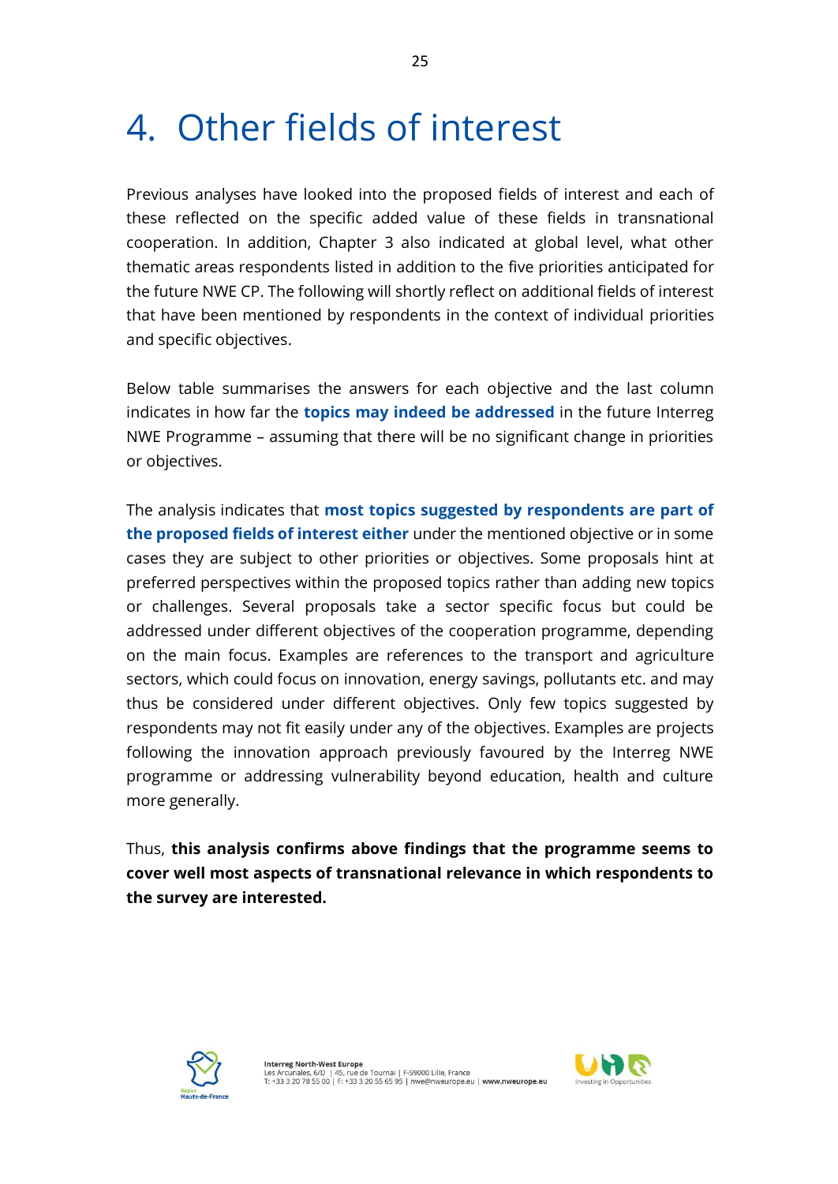# 4. Other fields of interest

Previous analyses have looked into the proposed fields of interest and each of these reflected on the specific added value of these fields in transnational cooperation. In addition, Chapter 3 also indicated at global level, what other thematic areas respondents listed in addition to the five priorities anticipated for the future NWE CP. The following will shortly reflect on additional fields of interest that have been mentioned by respondents in the context of individual priorities and specific objectives.

Below table summarises the answers for each objective and the last column indicates in how far the **topics may indeed be addressed** in the future Interreg NWE Programme – assuming that there will be no significant change in priorities or objectives.

The analysis indicates that **most topics suggested by respondents are part of the proposed fields of interest either** under the mentioned objective or in some cases they are subject to other priorities or objectives. Some proposals hint at preferred perspectives within the proposed topics rather than adding new topics or challenges. Several proposals take a sector specific focus but could be addressed under different objectives of the cooperation programme, depending on the main focus. Examples are references to the transport and agriculture sectors, which could focus on innovation, energy savings, pollutants etc. and may thus be considered under different objectives. Only few topics suggested by respondents may not fit easily under any of the objectives. Examples are projects following the innovation approach previously favoured by the Interreg NWE programme or addressing vulnerability beyond education, health and culture more generally.

Thus, **this analysis confirms above findings that the programme seems to cover well most aspects of transnational relevance in which respondents to the survey are interested.**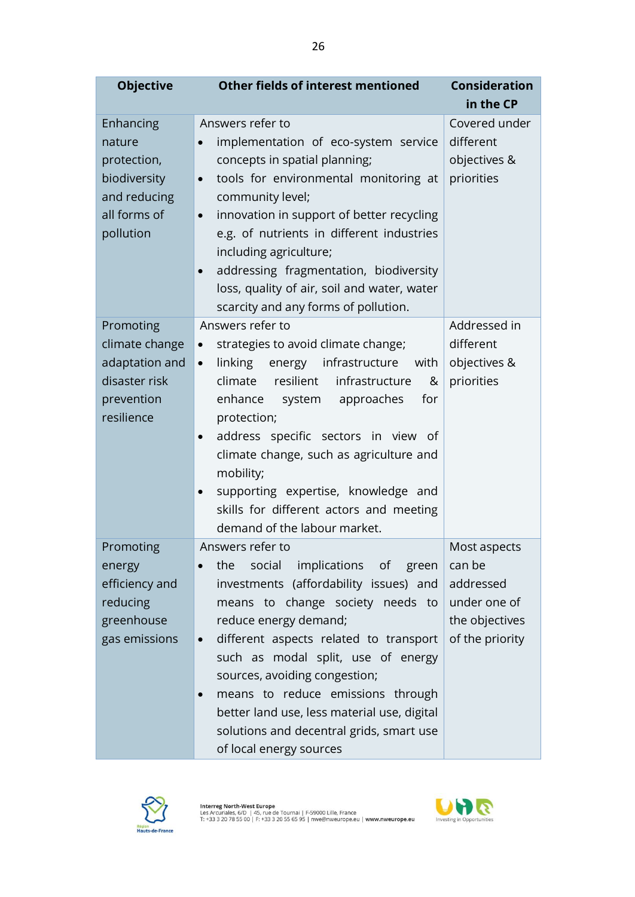| Objective | Other fields of interest mentioned | Consideration in the CP |
|---|---|---|
| Enhancing nature protection, biodiversity and reducing all forms of pollution | Answers refer to<br>• implementation of eco-system service concepts in spatial planning;<br>• tools for environmental monitoring at community level;<br>• innovation in support of better recycling e.g. of nutrients in different industries including agriculture;<br>• addressing fragmentation, biodiversity loss, quality of air, soil and water, water scarcity and any forms of pollution. | Covered under different objectives & priorities |
| Promoting climate change adaptation and disaster risk prevention resilience | Answers refer to<br>• strategies to avoid climate change;<br>• linking energy infrastructure with climate resilient infrastructure & enhance system approaches for protection;<br>• address specific sectors in view of climate change, such as agriculture and mobility;<br>• supporting expertise, knowledge and skills for different actors and meeting demand of the labour market. | Addressed in different objectives & priorities |
| Promoting energy efficiency and reducing greenhouse gas emissions | Answers refer to<br>• the social implications of green investments (affordability issues) and means to change society needs to reduce energy demand;<br>• different aspects related to transport such as modal split, use of energy sources, avoiding congestion;<br>• means to reduce emissions through better land use, less material use, digital solutions and decentral grids, smart use of local energy sources | Most aspects can be addressed under one of the objectives of the priority |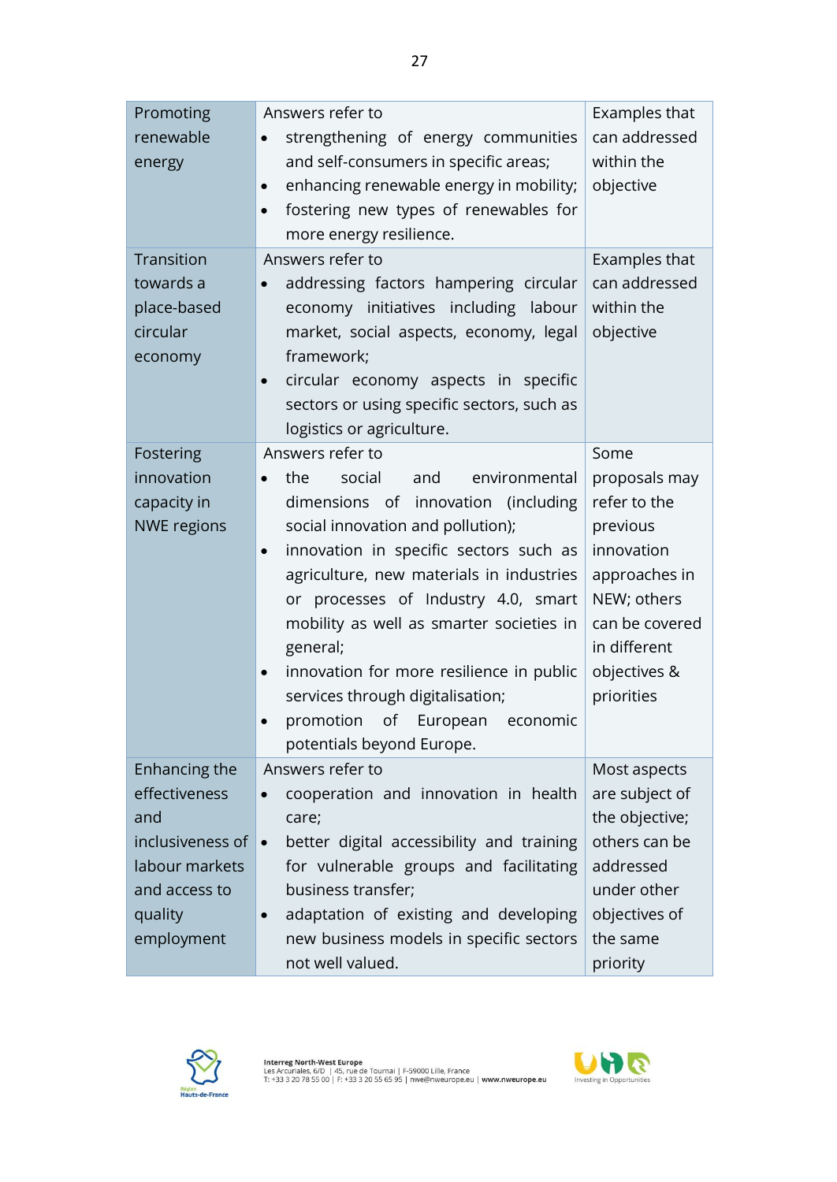| Promoting renewable energy | Answers refer to<br>• strengthening of energy communities and self-consumers in specific areas;<br>• enhancing renewable energy in mobility;<br>• fostering new types of renewables for more energy resilience. | Examples that can addressed within the objective |
|---|---|---|
| Transition towards a place-based circular economy | Answers refer to<br>• addressing factors hampering circular economy initiatives including labour market, social aspects, economy, legal framework;<br>• circular economy aspects in specific sectors or using specific sectors, such as logistics or agriculture. | Examples that can addressed within the objective |
| Fostering innovation capacity in NWE regions | Answers refer to<br>• the social and environmental dimensions of innovation (including social innovation and pollution);<br>• innovation in specific sectors such as agriculture, new materials in industries or processes of Industry 4.0, smart mobility as well as smarter societies in general;<br>• innovation for more resilience in public services through digitalisation;<br>• promotion of European economic potentials beyond Europe. | Some proposals may refer to the previous innovation approaches in NEW; others can be covered in different objectives & priorities |
| Enhancing the effectiveness and inclusiveness of labour markets and access to quality employment | Answers refer to<br>• cooperation and innovation in health care;<br>• better digital accessibility and training for vulnerable groups and facilitating business transfer;<br>• adaptation of existing and developing new business models in specific sectors not well valued. | Most aspects are subject of the objective; others can be addressed under other objectives of the same priority |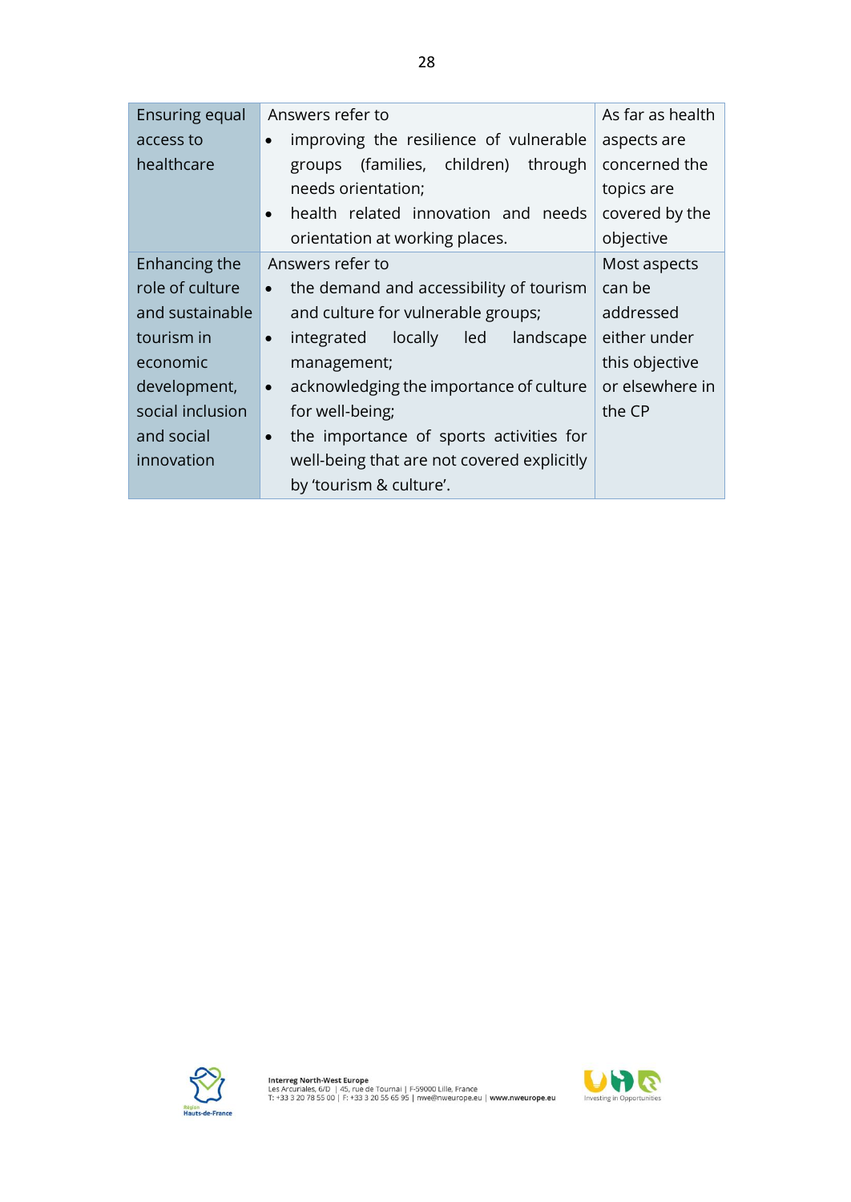| | | |
|---|---|---|
| Ensuring equal access to healthcare | Answers refer to<br>• improving the resilience of vulnerable groups (families, children) through needs orientation;<br>• health related innovation and needs orientation at working places. | As far as health aspects are concerned the topics are covered by the objective |
| Enhancing the role of culture and sustainable tourism in economic development, social inclusion and social innovation | Answers refer to<br>• the demand and accessibility of tourism and culture for vulnerable groups;<br>• integrated locally led landscape management;<br>• acknowledging the importance of culture for well-being;<br>• the importance of sports activities for well-being that are not covered explicitly by 'tourism & culture'. | Most aspects can be addressed either under this objective or elsewhere in the CP |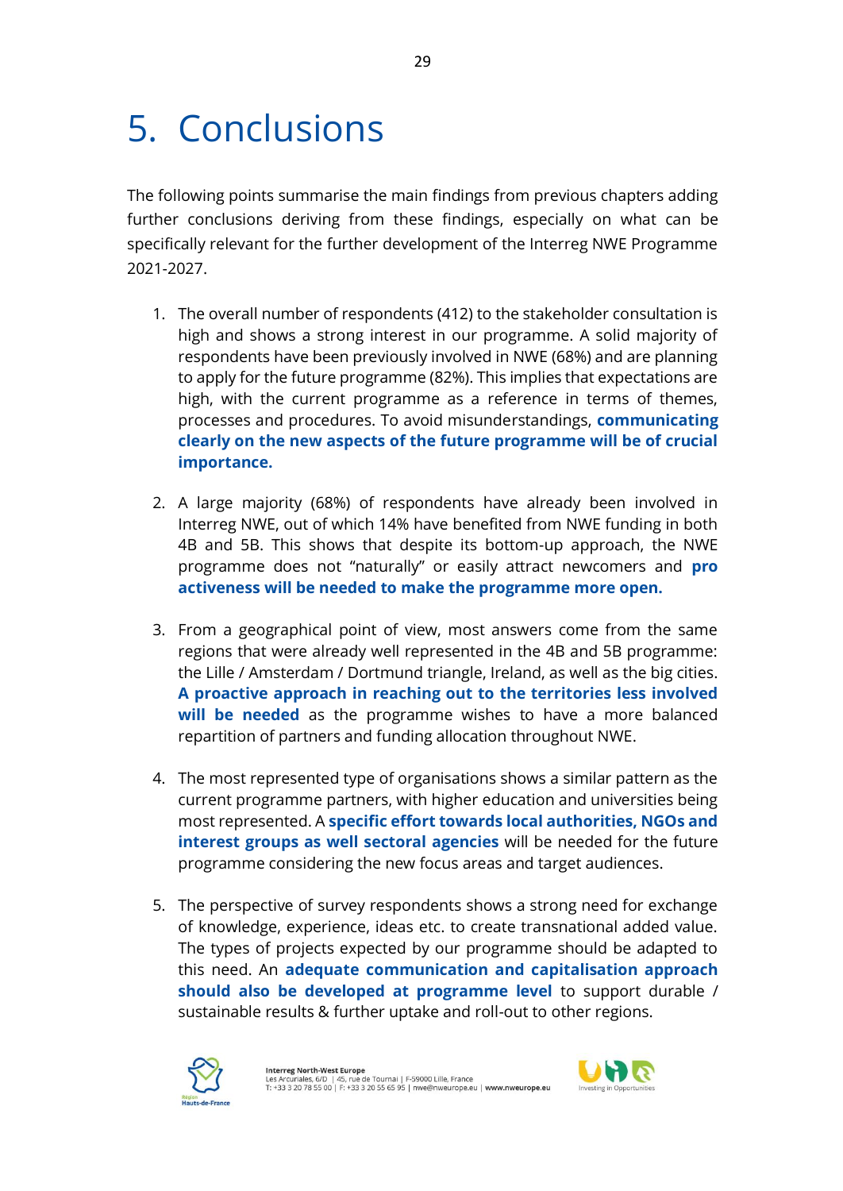# 5. Conclusions

The following points summarise the main findings from previous chapters adding further conclusions deriving from these findings, especially on what can be specifically relevant for the further development of the Interreg NWE Programme 2021-2027.

1. The overall number of respondents (412) to the stakeholder consultation is high and shows a strong interest in our programme. A solid majority of respondents have been previously involved in NWE (68%) and are planning to apply for the future programme (82%). This implies that expectations are high, with the current programme as a reference in terms of themes, processes and procedures. To avoid misunderstandings, **communicating clearly on the new aspects of the future programme will be of crucial importance.**

2. A large majority (68%) of respondents have already been involved in Interreg NWE, out of which 14% have benefited from NWE funding in both 4B and 5B. This shows that despite its bottom-up approach, the NWE programme does not "naturally" or easily attract newcomers and **pro activeness will be needed to make the programme more open.**

3. From a geographical point of view, most answers come from the same regions that were already well represented in the 4B and 5B programme: the Lille / Amsterdam / Dortmund triangle, Ireland, as well as the big cities. **A proactive approach in reaching out to the territories less involved will be needed** as the programme wishes to have a more balanced repartition of partners and funding allocation throughout NWE.

4. The most represented type of organisations shows a similar pattern as the current programme partners, with higher education and universities being most represented. A **specific effort towards local authorities, NGOs and interest groups as well sectoral agencies** will be needed for the future programme considering the new focus areas and target audiences.

5. The perspective of survey respondents shows a strong need for exchange of knowledge, experience, ideas etc. to create transnational added value. The types of projects expected by our programme should be adapted to this need. An **adequate communication and capitalisation approach should also be developed at programme level** to support durable / sustainable results & further uptake and roll-out to other regions.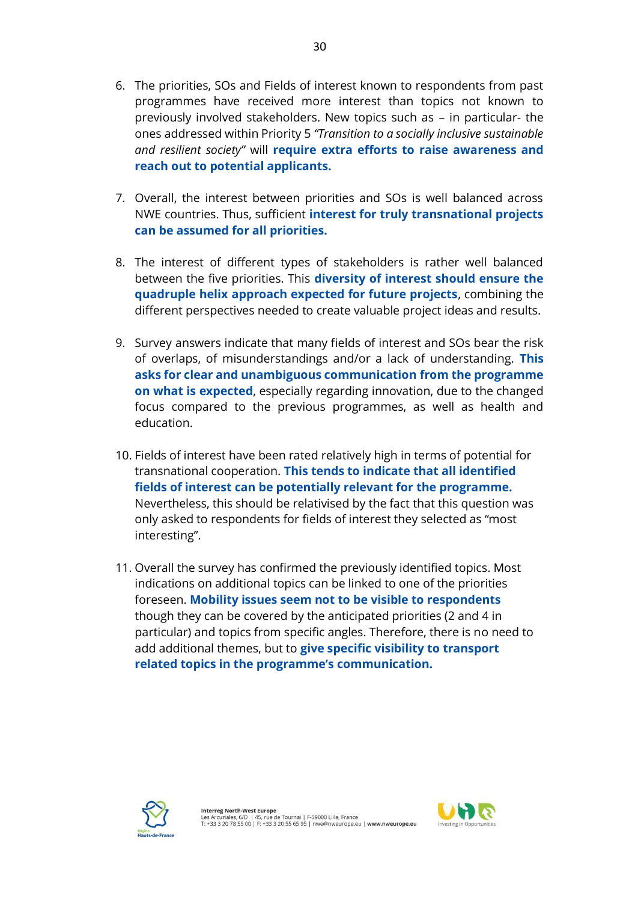6. The priorities, SOs and Fields of interest known to respondents from past programmes have received more interest than topics not known to previously involved stakeholders. New topics such as – in particular- the ones addressed within Priority 5 *"Transition to a socially inclusive sustainable and resilient society"* will **require extra efforts to raise awareness and reach out to potential applicants.**

7. Overall, the interest between priorities and SOs is well balanced across NWE countries. Thus, sufficient **interest for truly transnational projects can be assumed for all priorities.**

8. The interest of different types of stakeholders is rather well balanced between the five priorities. This **diversity of interest should ensure the quadruple helix approach expected for future projects**, combining the different perspectives needed to create valuable project ideas and results.

9. Survey answers indicate that many fields of interest and SOs bear the risk of overlaps, of misunderstandings and/or a lack of understanding. **This asks for clear and unambiguous communication from the programme on what is expected**, especially regarding innovation, due to the changed focus compared to the previous programmes, as well as health and education.

10. Fields of interest have been rated relatively high in terms of potential for transnational cooperation. **This tends to indicate that all identified fields of interest can be potentially relevant for the programme.** Nevertheless, this should be relativised by the fact that this question was only asked to respondents for fields of interest they selected as "most interesting".

11. Overall the survey has confirmed the previously identified topics. Most indications on additional topics can be linked to one of the priorities foreseen. **Mobility issues seem not to be visible to respondents** though they can be covered by the anticipated priorities (2 and 4 in particular) and topics from specific angles. Therefore, there is no need to add additional themes, but to **give specific visibility to transport related topics in the programme's communication.**